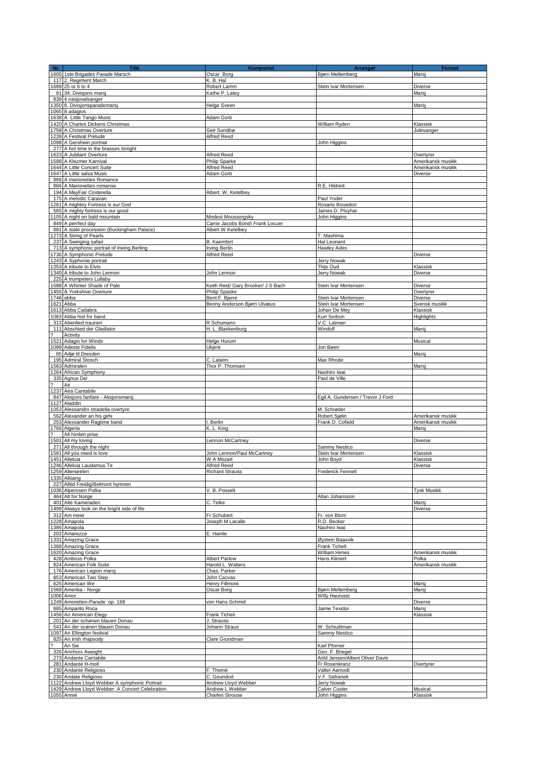| Nr: | Title | Komponist | Arrangør | Format |
|---|---|---|---|---|
| 1605 | 1ste Brigades Parade Marsch | Oscar Borg | Bjørn Mellemberg | Marsj |
| 117 | 2. Regiment March | K. B. Hal | | |
| 1689 | 25 or 6 to 4 | Robert Lamm | Stein Ivar Mortensen | Diverse |
| 81 | 34. Divisjons marsj | Kathe P. Latey | | Marsj |
| 839 | 4 nasjonalsanger | | | |
| 1350 | 6. Divisjonsparademarsj | Helge Sveen | | Marsj |
| 1065 | 8 adagios | | | |
| 1638 | A Little Tango Music | Adam Gorb | | |
| 1420 | A Charles Dickens Christmas | | William Ryden | Klassisk |
| 1758 | A Christmas Overture | Geir Sundbø | | Julesanger |
| 1239 | A Festival Prelude | Alfred Reed | | |
| 1098 | A Gershwin portrait | | John Higgins | |
| 277 | A hot time in the brasses tonight | | | |
| 1623 | A Jubilant Overture | Alfred Reed | | Overtyrer |
| 1598 | A Klezmer Karnival | Philip Sparke | | Amerikansk musikk |
| 1644 | A Little Concert Suite | Alfred Reed | | Amerikansk musikk |
| 1647 | A Little salsa Music | Adam Gorb | | Diverse |
| 966 | A marionettes Romance | | | |
| 866 | A Marionettes romanse | | R.E. Hildrett | |
| 194 | A MayFair Cinderella | Albert. W. Ketelbey | | |
| 175 | A melodic Caravan | | Paul Yoder | |
| 1261 | A mightey Fortress is our God | | Rosario Bouedon | |
| 565 | A mighty fortress is our good | | James D. Ployhar | |
| 1105 | A night on bald mountain | Modest Moussorgsky | John Higgins | |
| 849 | A perrfect day | Carrie Jacobs Bond\ Frank Locuer | | |
| 881 | A state procession (Buckingham Palace) | Albert W Ketelbey | | |
| 1273 | A String of Pearls | | T. Mashima | |
| 237 | A Swinging safari | B. Kaemfert | Hal Leonard | |
| 713 | A symphonic portrait of Irwing Berling | Irving Berlin | Hawley Ades | |
| 1736 | A Symphonic Prelude | Alfred Reed | | Diverse |
| 1243 | A Syphonie portrait | | Jerry Nowak | |
| 1353 | A tribute to Elvis | | Thijs Oud | Klassisk |
| 1340 | A tribute to John Lennon | John Lennon | Jerry Nowak | Diverse |
| 225 | A trumpeters Lullaby | | | |
| 1688 | A Whinter Shade of Pale | Keith Reid/ Gary Brooker/ J S Bach | Stein Ivar Mortensen | Diverse |
| 1455 | A Yorkshive Overture | Philip Spaske | | Overtyrer |
| 1746 | abba | Bent.F. Bjerre | Stein Ivar Mortensen | Diverse |
| 1621 | Abba | Benny Anderson Bjørn Ulvæus | Stein Ivar Mortensen | Svensk musikk |
| 1613 | Abba Cadabra | | Johan De Mey | Klassisk |
| 1083 | Abba hist for band | | Kurt Sorbon | Highlights |
| 313 | Abenlied trauneri | R Schumann | V.C. Latman | |
| 111 | Abschied der Gladiator | H. L. Blankenburg | Windolf | Marsj |
| ? | Activity | | | |
| 1521 | Adagio for Winds | Helge Hurum | | Musical |
| 1099 | Adeste Fidelis | Ukjent | Jon Bøen | |
| 65 | Adjø til Dresden | | | Marsj |
| 195 | Admiral Stosch | C. Latann | Max Rhode | |
| 1563 | Admiralen | Thor P. Thomsen | | Marsj |
| 1264 | African Symphony | | Naohiro Iwai | |
| 335 | Agnus Dei | | Paul de Ville | |
| ? | Air | | | |
| 1237 | Aira Cantabile | | | |
| 847 | Aksjons fanfare - Aksjonsmarsj | | Egil A. Gundersen / Trevor J Ford | |
| 1127 | Aladdin | | | |
| 1053 | Alessandro stradella overtyre | | M. Schrøder | |
| 562 | Alexander an his girls | | Robert Sjølin | Amerikansk musikk |
| 253 | Alexsander Ragtime band | I. Berlin | Frank D. Cofield | Amerikansk musikk |
| 1766 | Algeria | K. L. King | | Marsj |
| ? | All himlen prise | | | |
| 1501 | All my loving | Lennon McCartney | | Diverse |
| 271 | All through the night | | Sammy Nestico | |
| 1581 | All you need is love | John Lennon/Paul McCartney | Stein Ivar Mortensen | Klassisk |
| 1451 | Alleluia | W A Mozart | John Boyd | Klassisk |
| 1246 | Alleluia Laudamus Te | Alfred Reed | | Diverse |
| 1259 | Allerseelen | Richard Strauss | Frederick Fennell | |
| 1335 | Allsang | | | |
| 227 | Alltid Freidig/Belmont hymnen | | | |
| 1036 | Alperosen Polka | V. B. Posselt | | Tysk Musikk |
| 464 | Alt for Norge | | Allan Johansson | |
| 401 | Alte Kameraden | C. Telke | | Marsj |
| 1499 | Always look on the bright side of life | | | Diverse |
| 312 | Am meer | Fr Schubert | Fr. von Blom | |
| 1228 | Amapola | Joseph M Lacalle | R.D. Becker | |
| 1386 | Amapola | | Naohiro Iwai | |
| 202 | Amarezza | E. Hamle | | |
| 1331 | Amazing Grace | | Øystein Baasvik | |
| 1368 | Amazing Grace | | Frank Ticheli | |
| 1620 | Amazing Grace | | William Himes | Amerikansk musikk |
| 428 | Amboss Polka | Albert Parlow | Hans Klimert | Polka |
| 824 | American Folk Suite | Harold L. Walters | | Amerikansk musikk |
| 176 | American Legion marsj | Chas. Parker | | |
| 853 | American Two Step | John Cacvas | | |
| 625 | American We | Henry Fillmore | | Marsj |
| 1568 | Amerika - Norge | Oscar Borg | Bjørn Mellemberg | Marsj |
| 1006 | Amor | | Willy Hautvast | |
| 1249 | Amoretten-Parade op. 168 | von Hans Schmid | | Diverse |
| 885 | Amparito Roca | | Jaime Texidor | Marsj |
| 1456 | An American Elegy | Frank Ticheli | | Klassisk |
| 201 | An der schønen blauen Donau | J. Strauss | | |
| 541 | An der scønen blauen Donau | Johann Straus | W. Schiuittman | |
| 1097 | An Ellington festival | | Sammy Nestico | |
| 825 | An Irish rhapsody | Clare Grundman | | |
| ? | An Sie | | Karl Pforner | |
| 326 | Anchors Aweight | | Geo. F. Briegel | |
| 273 | Andante Cantabile | | Arild Jensen/Albert Oliver Davis | |
| 281 | Andante H-moll | | Fr Rosenkranz | Overtyrer |
| 230 | Andante Religioso | F. Thomé | Valter Aamodt | |
| 230 | Andate Religioso | C. Goundod | V.F. Safranek | |
| 1122 | Andrew Loyd Webber A symphonic Portrait | Andrew Lloyd Webber | Jerry Nowak | |
| 1429 | Andrew Lloyd Webber: A Concert Celebration | Andrew L Webber | Calvin Custer | Musical |
| 1055 | Annie | Charles Strouse | John Higgins | Klassisk |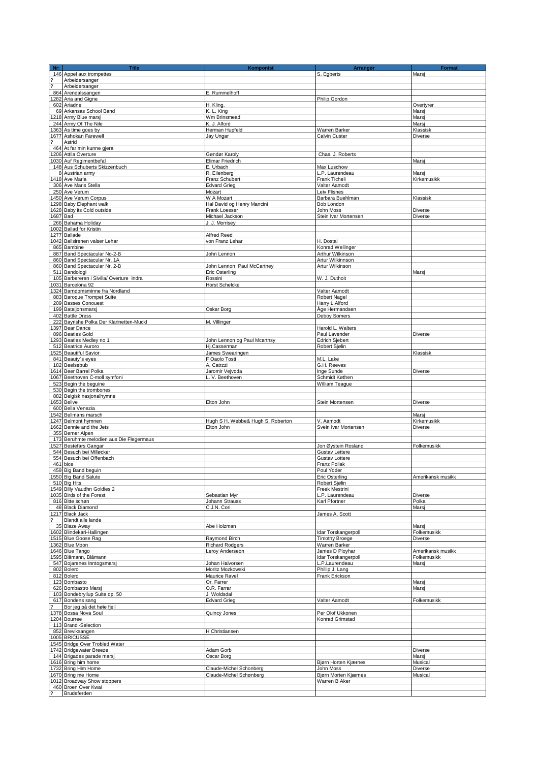| Nr: | Title | Komponist | Arrangør | Format |
|---|---|---|---|---|
| 146 | Appel aux trompettes | | S. Egberts | Marsj |
| ? | Arbeidersanger | | | |
| ? | Arbeidersanger | | | |
| 864 | Arendalssangen | E. Rummelhoff | | |
| 1282 | Aria and Gigne | | Philip Gordon | |
| 602 | Ariadne | H. Kling. | | Overtyrer |
| 69 | Arkansas School Band | K. L. King | | Marsj |
| 1218 | Army Blue marsj | Wm Brinsmead | | Marsj |
| 244 | Army Of The Nile | K. J. Alford | | Marsj |
| 1363 | As time goes by | Herman Hupfeld | Warren Barker | Klassisk |
| 1677 | Ashokan Farewell | Jay Ungar | Calvin Custer | Diverse |
| ? | Astrid | | | |
| 464 | At far min kunne gjera | | | |
| 1206 | Attila Overture | Gøndør Karoly | Chas. J. Roberts | |
| 1030 | Auf Regimentbefal | Elimar Friedrich | | Marsj |
| 148 | Aus Schuberts Skizzenbuch | E. Urbach | Max Luschow | |
| 8 | Austrian army | R. Eilenberg | L.P. Laurendeau | Marsj |
| 1418 | Ave Maria | Franz Schubert | Frank Ticheli | Kirkemusikk |
| 306 | Ave Maris Stella | Edvard Grieg | Valter Aamodt | |
| 250 | Ave Verum | Mozart | Leiv Flisnes | |
| 1450 | Ave Verum Corpus | W A Mozart | Barbara Buehlman | Klassisk |
| 1298 | Baby Elephant walk | Hal David og Henry Mancini | Bob London | |
| 1628 | Baby its Cold outside | Frank Loesser | John Moss | Diverse |
| 1687 | Bad | Michael Jackson | Stein Ivar Mortensen | Diverse |
| 266 | Bahama Holiday | J. J. Morrisey | | |
| 1002 | Ballad for Kristin | | | |
| 1277 | Ballade | Alfred Reed | | |
| 1042 | Ballsirenen valser Lehar | von Franz Lehar | H. Dostal | |
| 865 | Bambine | | Konrad Wellinger | |
| 887 | Band Spectacular No-2-B | John Lennon | Arthur Wilkinson | |
| 860 | Band Spectacular Nr. 1A | | Artur Wilkinnson | |
| 860 | Band Spectacular Nr. 2-B | John Lennon Paul McCartney | Artur Wilkinson | |
| 511 | Bandologi | Eric Osterling | | Marsj |
| 105 | Barbereren i Sivilla/ Overture Indra | Rossini | W. J. Duthoit | |
| 1031 | Barcelona 92 | Horst Schelcke | | |
| 1324 | Barndomsminne fra Nordland | | Valter Aamodt | |
| 883 | Baroque Trompet Suite | | Robert Nagel | |
| 209 | Basses Conouest | | Harry L.Alford | |
| 199 | Bataljonsmarsj | Oskar Borg | Åge Hermandsen | |
| 402 | Battle Dress | | Deboy Somers | |
| 222 | Bayrishe Polka Der Klarinetten-Muckl | M. Villinger | | |
| 1397 | Bear Dance | | Harold L. Walters | |
| 896 | Beatles Gold | | Paul Lavender | Diverse |
| 1293 | Beatles Medley no 1 | John Lennon og Paul Mcartnsy | Edrich Sjebert | |
| 512 | Beatrice Auroro | Hj.Casserman | Robert Sjølin | |
| 1525 | Beautiful Savior | James Swearingen | | Klassisk |
| 841 | Beauty`s eyes | F Oaolo Tosti | M.L. Lake | |
| 182 | Beelsebub | A. Catrzzi | G.H. Reeves | |
| 1614 | Beer Barrel Polka | Jaromir Vejvoda | Inge Sunde | Diverse |
| 1067 | Beethoven C-moll symfoni | L. V. Beethoven | Schmidt Køthen | |
| 523 | Begin the beguine | | William Teague | |
| 530 | Begin the trombones | | | |
| 882 | Belgisk nasjonalhymne | | | |
| 1653 | Belive | Elton John | Stein Mortensen | Diverse |
| 600 | Bella Venezia | | | |
| 1542 | Bellmans marsch | | | Marsj |
| 1247 | Belmont hymnen | Hugh S H. Webbe& Hugh S. Roberton | V. Aamodt | Kirkemusikk |
| 1662 | Bennie and the Jets | Elton John | Svein Ivar Mortensen | Diverse |
| 355 | Berner Alpen | | | |
| 173 | Beruhmte melodien aus Die Flegermaus | | | |
| 1527 | Bestefars Gangar | | Jon Øystein Rosland | Folkemusikk |
| 544 | Besuch bei Milløcker | | Gustav Lettere | |
| 554 | Besuch bei Offenbach | | Gustav Lottere | |
| 461 | bice | | Franz Pollak | |
| 459 | Big Band beguin | | Poul Yoder | |
| 1550 | Big Band Salute | | Eric Osterling | Amerikansk musikk |
| 510 | Big Hits | | Robert Sjølin | |
| 1549 | Billy Vaudhn Goldies 2 | | Freek Mestrini | |
| 1035 | Birds of the Forest | Sebastian Myr | L.P. Laurendeau | Diverse |
| 816 | Bitte schøn | Johann Strauss | Karl Pfortner | Polka |
| 48 | Black Diamond | C.J.N. Cori | | Marsj |
| 1217 | Black Jack | | James A. Scott | |
| ? | Blandt alle lande | | | |
| 35 | Blaze Away | Abe Holzman | | Marsj |
| 1602 | Blindekari-Hallingen | | Idar Torskangerpoll | Folkemusikk |
| 1515 | Blue Goose Rag | Raymond Birch | Timothy Broege | Diverse |
| 1362 | Blue Moon | Richard Rodgers | Warren Barker | |
| 1646 | Blue Tango | Leroy Anderseon | James D Ployhar | Amerikansk musikk |
| 1595 | Blåmann, Blåmann | | Idar Torskangerpoll | Folkemusikk |
| 547 | Bojarenes Inntogsmarsj | Johan Halvorsen | L.P.Laurendeau | Marsj |
| 802 | Bolero | Moritz Mozkowski | Phillip J. Lang | |
| 812 | Bolero | Maurice Ravel | Frank Erickson | |
| 123 | Bombasto | Or. Farrer | | Marsj |
| 626 | Bombastro Marsj | O.R. Farrar | | Marsj |
| 103 | Bondebryllup Suite op. 50 | J. Woldsdal | | |
| 617 | Bondens sang | Edvard Grieg | Valter Aamodt | Folkemusikk |
| ? | Bor jeg på det høie fjell | | | |
| 1378 | Bossa Nova Soul | Quincy Jones | Per Olof Ukkonen | |
| 1204 | Bourree | | Konrad Grimstad | |
| 113 | Brandi-Selection | | | |
| 852 | Breviksangen | H Christiansen | | |
| 1005 | BRICUSSE | | | |
| 1545 | Bridge Over Trobled Water | | | |
| 1742 | Bridgewater Breeze | Adam Gorb | | Diverse |
| 144 | Brigades parade marsj | Oscar Borg | | Marsj |
| 1616 | Bring him home | | Bjørn Horten Kjærnes | Musical |
| 1732 | Bring Him Home | Claude-Michel Schonberg | John Moss | Diverse |
| 1670 | Bring me Home | Claude-Michel Schønberg | Bjørn Morten Kjærnes | Musical |
| 1012 | Broadway Show stoppers | | Warren B Aker | |
| 460 | Broen Over Kwai | | | |
| ? | Brudeferden | | | |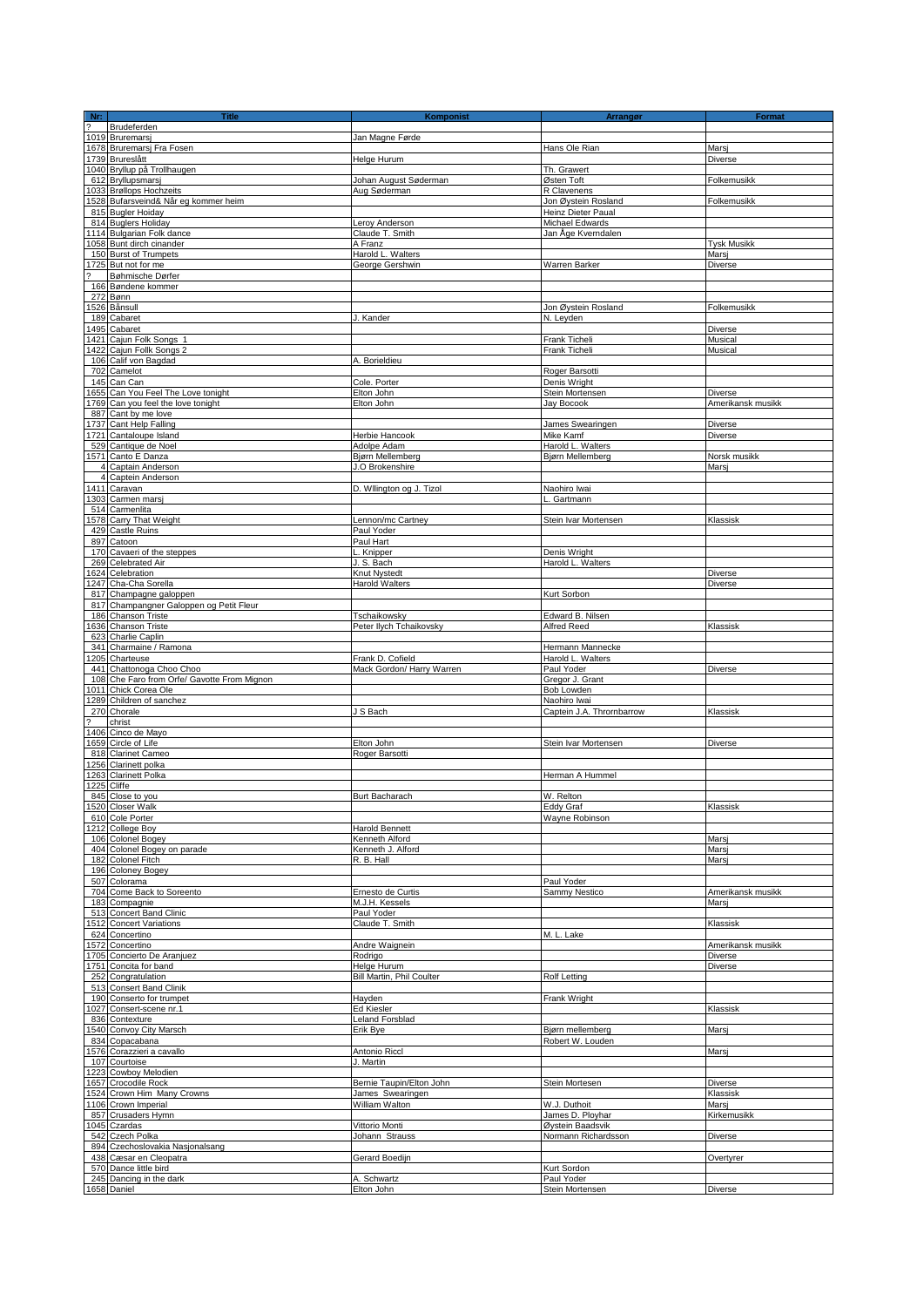| Nr: | Title | Komponist | Arrangør | Format |
|---|---|---|---|---|
| ? | Brudeferden | | | |
| 1019 | Bruremarsj | Jan Magne Førde | | |
| 1678 | Bruremarsj Fra Fosen | | Hans Ole Rian | Marsj |
| 1739 | Brureslått | Helge Hurum | | Diverse |
| 1040 | Bryllup på Trollhaugen | | Th. Grawert | |
| 612 | Bryllupsmarsj | Johan August Søderman | Østen Toft | Folkemusikk |
| 1033 | Brøllops Hochzeits | Aug Søderman | R Clavenens | |
| 1528 | Bufarsveind& Når eg kommer heim | | Jon Øystein Rosland | Folkemusikk |
| 815 | Bugler Hoiday | | Heinz Dieter Paual | |
| 814 | Buglers Holiday | Leroy Anderson | Michael Edwards | |
| 1114 | Bulgarian Folk dance | Claude T. Smith | Jan Åge Kverndalen | |
| 1058 | Bunt dirch cinander | A Franz | | Tysk Musikk |
| 150 | Burst of Trumpets | Harold L. Walters | | Marsj |
| 1725 | But not for me | George Gershwin | Warren Barker | Diverse |
| ? | Bøhmische Dørfer | | | |
| 166 | Bøndene kommer | | | |
| 272 | Bønn | | | |
| 1526 | Bånsull | | Jon Øystein Rosland | Folkemusikk |
| 189 | Cabaret | J. Kander | N. Leyden | |
| 1495 | Cabaret | | | Diverse |
| 1421 | Cajun Folk Songs 1 | | Frank Ticheli | Musical |
| 1422 | Cajun Follk Songs 2 | | Frank Ticheli | Musical |
| 106 | Calif von Bagdad | A. Borieldieu | | |
| 702 | Camelot | | Roger Barsotti | |
| 145 | Can Can | Cole. Porter | Denis Wright | |
| 1655 | Can You Feel The Love tonight | Elton John | Stein Mortensen | Diverse |
| 1769 | Can you feel the love tonight | Elton John | Jay Bocook | Amerikansk musikk |
| 887 | Cant by me love | | | |
| 1737 | Cant Help Falling | | James Swearingen | Diverse |
| 1721 | Cantaloupe Island | Herbie Hancook | Mike Kamf | Diverse |
| 529 | Cantique de Noel | Adolpe Adam | Harold L. Walters | |
| 1571 | Canto E Danza | Bjørn Mellemberg | Bjørn Mellemberg | Norsk musikk |
| 4 | Captain Anderson | J.O Brokenshire | | Marsj |
| 4 | Captein Anderson | | | |
| 1411 | Caravan | D. Wllington og J. Tizol | Naohiro Iwai | |
| 1303 | Carmen marsj | | L. Gartmann | |
| 514 | Carmenlita | | | |
| 1578 | Carry That Weight | Lennon/mc Cartney | Stein Ivar Mortensen | Klassisk |
| 429 | Castle Ruins | Paul Yoder | | |
| 897 | Catoon | Paul Hart | | |
| 170 | Cavaeri of the steppes | L. Knipper | Denis Wright | |
| 269 | Celebrated Air | J. S. Bach | Harold L. Walters | |
| 1624 | Celebration | Knut Nystedt | | Diverse |
| 1247 | Cha-Cha Sorella | Harold Walters | | Diverse |
| 817 | Champagne galoppen | | Kurt Sorbon | |
| 817 | Champangner Galoppen og Petit Fleur | | | |
| 186 | Chanson Triste | Tschaikowsky | Edward B. Nilsen | |
| 1636 | Chanson Triste | Peter Ilych Tchaikovsky | Alfred Reed | Klassisk |
| 623 | Charlie Caplin | | | |
| 341 | Charmaine / Ramona | | Hermann Mannecke | |
| 1205 | Charteuse | Frank D. Cofield | Harold L. Walters | |
| 441 | Chattonoga Choo Choo | Mack Gordon/ Harry Warren | Paul Yoder | Diverse |
| 108 | Che Faro from Orfe/ Gavotte From Mignon | | Gregor J. Grant | |
| 1011 | Chick Corea Ole | | Bob Lowden | |
| 1289 | Children of sanchez | | Naohiro Iwai | |
| 270 | Chorale | J S Bach | Captein J.A. Thrornbarrow | Klassisk |
| ? | christ | | | |
| 1406 | Cinco de Mayo | | | |
| 1659 | Circle of Life | Elton John | Stein Ivar Mortensen | Diverse |
| 818 | Clarinet Cameo | Roger Barsotti | | |
| 1256 | Clarinett polka | | | |
| 1263 | Clarinett Polka | | Herman A Hummel | |
| 1225 | Cliffe | | | |
| 845 | Close to you | Burt Bacharach | W. Relton | |
| 1520 | Closer Walk | | Eddy Graf | Klassisk |
| 610 | Cole Porter | | Wayne Robinson | |
| 1212 | College Boy | Harold Bennett | | |
| 106 | Colonel Bogey | Kenneth Alford | | Marsj |
| 404 | Colonel Bogey on parade | Kenneth J. Alford | | Marsj |
| 182 | Colonel Fitch | R. B. Hall | | Marsj |
| 196 | Coloney Bogey | | | |
| 507 | Colorama | | Paul Yoder | |
| 704 | Come Back to Soreento | Ernesto de Curtis | Sammy Nestico | Amerikansk musikk |
| 183 | Compagnie | M.J.H. Kessels | | Marsj |
| 513 | Concert Band Clinic | Paul Yoder | | |
| 1512 | Concert Variations | Claude T. Smith | | Klassisk |
| 624 | Concertino | | M. L. Lake | |
| 1572 | Concertino | Andre Waignein | | Amerikansk musikk |
| 1705 | Concierto De Aranjuez | Rodrigo | | Diverse |
| 1751 | Concita for band | Helge Hurum | | Diverse |
| 252 | Congratulation | Bill Martin, Phil Coulter | Rolf Letting | |
| 513 | Consert Band Clinik | | | |
| 190 | Conserto for trumpet | Hayden | Frank Wright | |
| 1027 | Consert-scene nr.1 | Ed Kiesler | | Klassisk |
| 836 | Contexture | Leland Forsblad | | |
| 1540 | Convoy City Marsch | Erik Bye | Bjørn mellemberg | Marsj |
| 834 | Copacabana | | Robert W. Louden | |
| 1576 | Corazzieri a cavallo | Antonio Riccl | | Marsj |
| 107 | Courtoise | J. Martin | | |
| 1223 | Cowboy Melodien | | | |
| 1657 | Crocodile Rock | Bernie Taupin/Elton John | Stein Mortesen | Diverse |
| 1524 | Crown Him Many Crowns | James Swearingen | | Klassisk |
| 1106 | Crown Imperial | William Walton | W.J. Duthoit | Marsj |
| 857 | Crusaders Hymn | | James D. Ployhar | Kirkemusikk |
| 1045 | Czardas | Vittorio Monti | Øystein Baadsvik | |
| 542 | Czech Polka | Johann Strauss | Normann Richardsson | Diverse |
| 894 | Czechoslovakia Nasjonalsang | | | |
| 438 | Cæsar en Cleopatra | Gerard Boedijn | | Overtyrer |
| 570 | Dance little bird | | Kurt Sordon | |
| 245 | Dancing in the dark | A. Schwartz | Paul Yoder | |
| 1658 | Daniel | Elton John | Stein Mortensen | Diverse |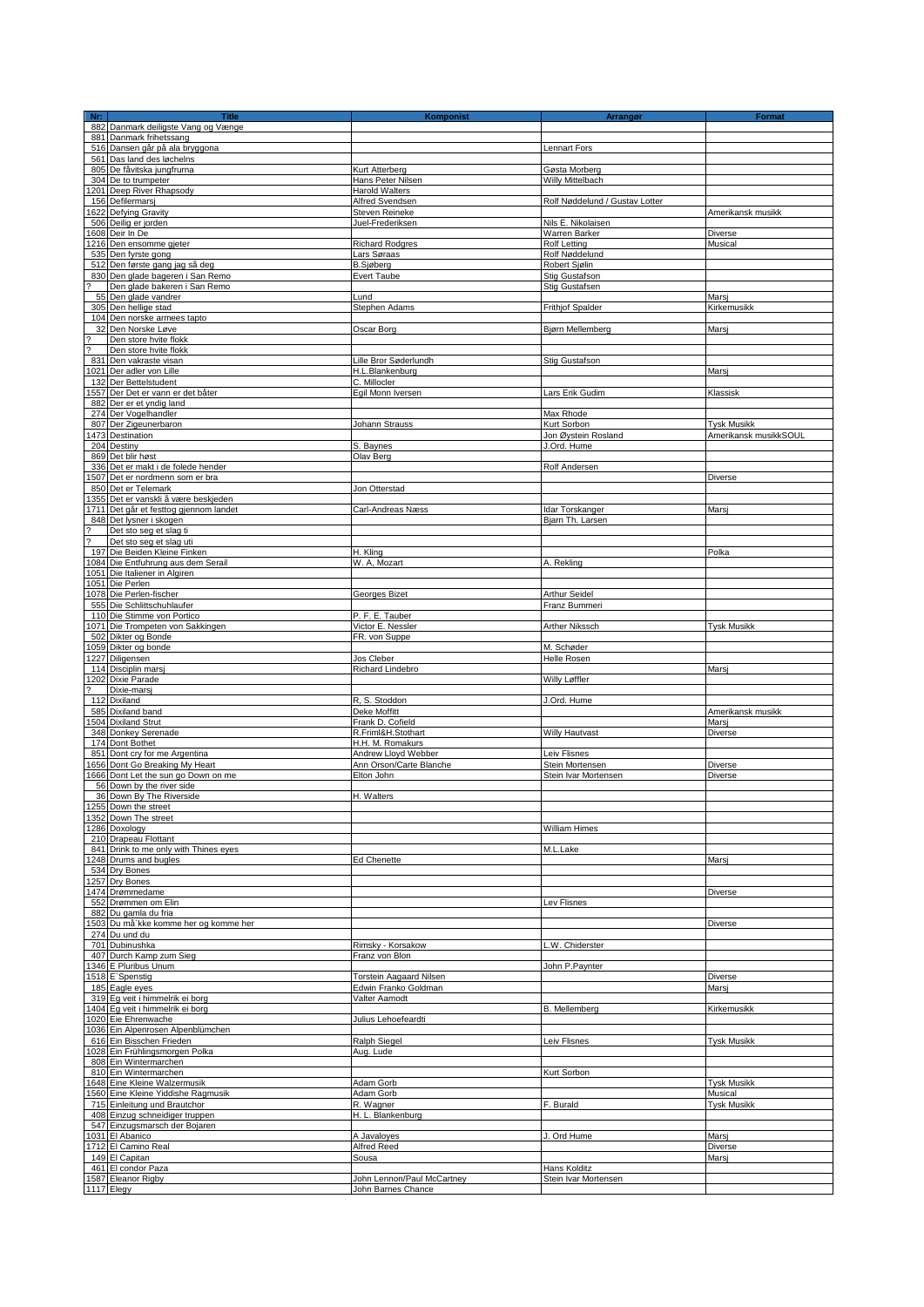| Nr: | Title | Komponist | Arrangør | Format |
|---|---|---|---|---|
| 882 | Danmark deiligste Vang og Vænge | | | |
| 881 | Danmark frihetssang | | | |
| 516 | Dansen går på ala bryggona | | Lennart Fors | |
| 561 | Das land des löchelns | | | |
| 805 | De fåvitska jungfrurna | Kurt Atterberg | Gøsta Morberg | |
| 304 | De to trumpeter | Hans Peter Nilsen | Willy Mittelbach | |
| 1201 | Deep River Rhapsody | Harold Walters | | |
| 156 | Defilermarsj | Alfred Svendsen | Rolf Nøddelund / Gustav Lotter | |
| 1622 | Defying Gravity | Steven Reineke | | Amerikansk musikk |
| 506 | Deilig er jorden | Juel-Frederiksen | Nils E. Nikolaisen | |
| 1608 | Deir In De | | Warren Barker | Diverse |
| 1216 | Den ensomme gjeter | Richard Rodgres | Rolf Letting | Musical |
| 535 | Den fyrste gong | Lars Søraas | Rolf Nøddelund | |
| 512 | Den første gang jag så deg | B.Sjøberg | Robert Sjølin | |
| 830 | Den glade bageren i San Remo | Evert Taube | Stig Gustafson | |
| ? | Den glade bakeren i San Remo | | Stig Gustafsen | |
| 55 | Den glade vandrer | Lund | | Marsj |
| 305 | Den hellige stad | Stephen Adams | Frithjof Spalder | Kirkemusikk |
| 104 | Den norske armees tapto | | | |
| 32 | Den Norske Løve | Oscar Borg | Bjørn Mellemberg | Marsj |
| ? | Den store hvite flokk | | | |
| ? | Den store hvite flokk | | | |
| 831 | Den vakraste visan | Lille Bror Søderlundh | Stig Gustafson | |
| 1021 | Der adler von Lille | H.L.Blankenburg | | Marsj |
| 132 | Der Bettelstudent | C. Millocler | | |
| 1557 | Der Det er vann er det båter | Egil Monn Iversen | Lars Erik Gudim | Klassisk |
| 882 | Der er et yndig land | | | |
| 274 | Der Vogelhandler | | Max Rhode | |
| 807 | Der Zigeunerbaron | Johann Strauss | Kurt Sorbon | Tysk Musikk |
| 1473 | Destination | | Jon Øystein Rosland | Amerikansk musikkSOUL |
| 204 | Destiny | S. Baynes | J.Ord. Hume | |
| 869 | Det blir høst | Olav Berg | | |
| 336 | Det er makt i de folede hender | | Rolf Andersen | |
| 1507 | Det er nordmenn som er bra | | | Diverse |
| 850 | Det er Telemark | Jon Otterstad | | |
| 1355 | Det er vanskli å være beskjeden | | | |
| 1711 | Det går er festtog gjennom landet | Carl-Andreas Næss | Idar Torskanger | Marsj |
| 848 | Det lysner i skogen | | Bjarn Th. Larsen | |
| ? | Det sto seg et slag ti | | | |
| ? | Det sto seg et slag uti | | | |
| 197 | Die Beiden Kleine Finken | H. Kling | | Polka |
| 1084 | Die Entfuhrung aus dem Serail | W. A, Mozart | A. Rekling | |
| 1051 | Die Italiener in Algiren | | | |
| 1051 | Die Perlen | | | |
| 1078 | Die Perlen-fischer | Georges Bizet | Arthur Seidel | |
| 555 | Die Schlittschuhlaufer | | Franz Bummeri | |
| 110 | Die Stimme von Portico | P. F. E. Tauber | | |
| 1071 | Die Trompeten von Sakkingen | Victor E. Nessler | Arther Nikssch | Tysk Musikk |
| 502 | Dikter og Bonde | FR. von Suppe | | |
| 1059 | Dikter og bonde | | M. Schøder | |
| 1227 | Diligensen | Jos Cleber | Helle Rosen | |
| 114 | Disciplin marsj | Richard Lindebro | | Marsj |
| 1202 | Dixie Parade | | Willy Løffler | |
| ? | Dixie-marsj | | | |
| 112 | Dixiland | R, S. Stoddon | J.Ord. Hume | |
| 585 | Dixiland band | Deke Moffitt | | Amerikansk musikk |
| 1504 | Dixiland Strut | Frank D. Cofield | | Marsj |
| 348 | Donkey Serenade | R.Friml&H.Stothart | Willy Hautvast | Diverse |
| 174 | Dont Bothet | H.H. M. Romakurs | | |
| 851 | Dont cry for me Argentina | Andrew Lloyd Webber | Leiv Flisnes | |
| 1656 | Dont Go Breaking My Heart | Ann Orson/Carte Blanche | Stein Mortensen | Diverse |
| 1666 | Dont Let the sun go Down on me | Elton John | Stein Ivar Mortensen | Diverse |
| 56 | Down by the river side | | | |
| 36 | Down By The Riverside | H. Walters | | |
| 1255 | Down the street | | | |
| 1352 | Down The street | | | |
| 1286 | Doxology | | William Himes | |
| 210 | Drapeau Flottant | | | |
| 841 | Drink to me only with Thines eyes | | M.L.Lake | |
| 1248 | Drums and bugles | Ed Chenette | | Marsj |
| 534 | Dry Bones | | | |
| 1257 | Dry Bones | | | |
| 1474 | Drømmedame | | | Diverse |
| 552 | Drømmen om Elin | | Lev Flisnes | |
| 882 | Du gamla du fria | | | |
| 1503 | Du må`kke komme her og komme her | | | Diverse |
| 274 | Du und du | | | |
| 701 | Dubinushka | Rimsky - Korsakow | L.W. Chiderster | |
| 407 | Durch Kamp zum Sieg | Franz von Blon | | |
| 1346 | E Pluribus Unum | | John P.Paynter | |
| 1518 | E`Spenstig | Torstein Aagaard Nilsen | | Diverse |
| 185 | Eagle eyes | Edwin Franko Goldman | | Marsj |
| 319 | Eg veit i himmelrik ei borg | Valter Aamodt | | |
| 1404 | Eg veit i himmelrik ei borg | | B. Mellemberg | Kirkemusikk |
| 1020 | Eie Ehrenwache | Julius Lehoefeardti | | |
| 1036 | Ein Alpenrosen Alpenblümchen | | | |
| 616 | Ein Bisschen Frieden | Ralph Siegel | Leiv Flisnes | Tysk Musikk |
| 1028 | Ein Frühlingsmorgen Polka | Aug. Lude | | |
| 808 | Ein Wintermarchen | | | |
| 810 | Ein Wintermarchen | | Kurt Sorbon | |
| 1648 | Eine Kleine Walzermusik | Adam Gorb | | Tysk Musikk |
| 1560 | Eine Kleine Yiddishe Ragmusik | Adam Gorb | | Musical |
| 715 | Einleitung und Brautchor | R. Wagner | F. Burald | Tysk Musikk |
| 408 | Einzug schneidiger truppen | H. L. Blankenburg | | |
| 547 | Einzugsmarsch der Bojaren | | | |
| 1031 | El Abanico | A Javaloyes | J. Ord Hume | Marsj |
| 1712 | El Camino Real | Alfred Reed | | Diverse |
| 149 | El Capitan | Sousa | | Marsj |
| 461 | El condor Paza | | Hans Kolditz | |
| 1587 | Eleanor Rigby | John Lennon/Paul McCartney | Stein Ivar Mortensen | |
| 1117 | Elegy | John Barnes Chance | | |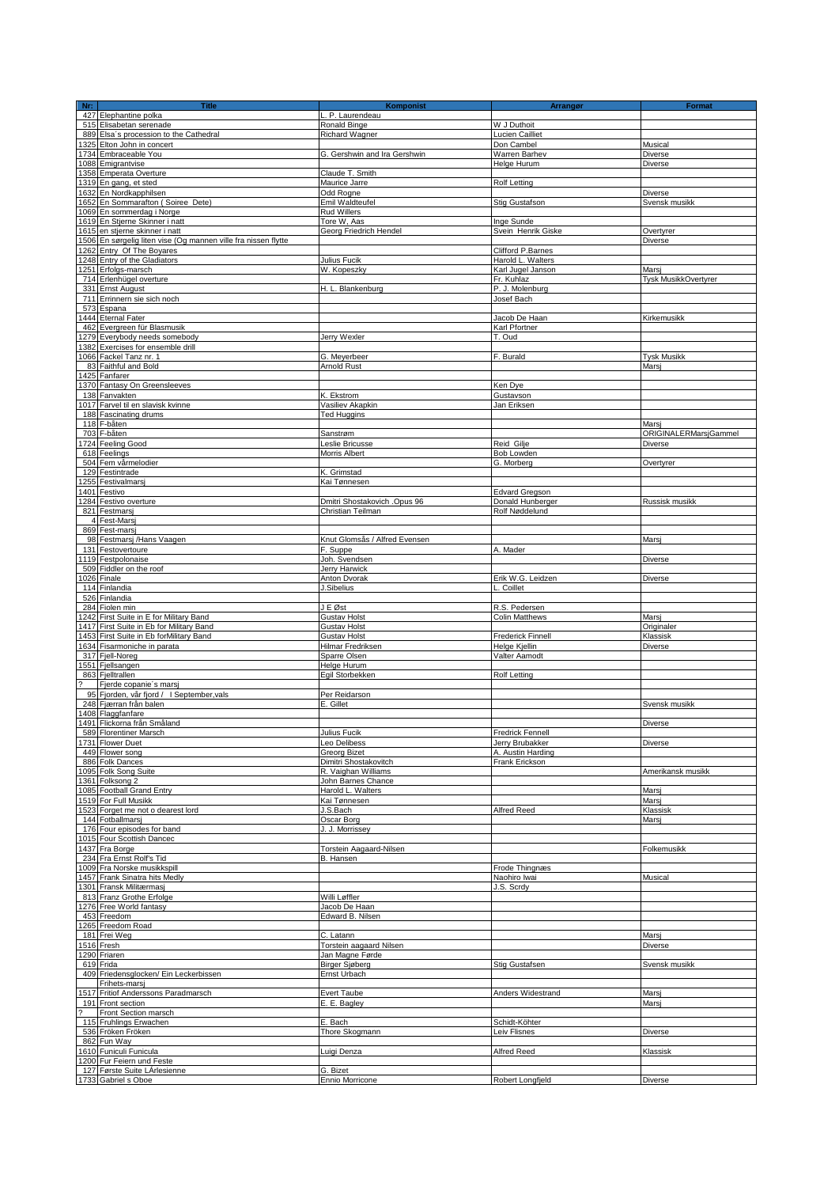| Nr: | Title | Komponist | Arrangør | Format |
|---|---|---|---|---|
| 427 | Elephantine polka | L. P. Laurendeau | | |
| 515 | Elisabetan serenade | Ronald Binge | W J Duthoit | |
| 889 | Elsa´s procession to the Cathedral | Richard Wagner | Lucien Cailliet | |
| 1325 | Elton John in concert | | Don Cambel | Musical |
| 1734 | Embraceable You | G. Gershwin and Ira Gershwin | Warren Barhev | Diverse |
| 1088 | Emigrantvise | | Helge Hurum | Diverse |
| 1358 | Emperata Overture | Claude T. Smith | | |
| 1319 | En gang, et sted | Maurice Jarre | Rolf Letting | |
| 1632 | En Nordkapphilsen | Odd Rogne | | Diverse |
| 1652 | En Sommarafton ( Soiree Dete) | Emil Waldteufel | Stig Gustafson | Svensk musikk |
| 1069 | En sommerdag i Norge | Rud Willers | | |
| 1619 | En Stjerne Skinner i natt | Tore W. Aas | Inge Sunde | |
| 1615 | en stjerne skinner i natt | Georg Friedrich Hendel | Svein Henrik Giske | Overtyrer |
| 1506 | En sørgelig liten vise (Og mannen ville fra nissen flytte | | | Diverse |
| 1262 | Entry Of The Boyares | | Clifford P.Barnes | |
| 1248 | Entry of the Gladiators | Julius Fucik | Harold L. Walters | |
| 1251 | Erfolgs-marsch | W. Kopeszky | Karl Jugel Janson | Marsj |
| 714 | Erlenhügel overture | | Fr. Kuhlaz | Tysk MusikkOvertyrer |
| 331 | Ernst August | H. L. Blankenburg | P. J. Molenburg | |
| 711 | Errinnern sie sich noch | | Josef Bach | |
| 573 | Espana | | | |
| 1444 | Eternal Fater | | Jacob De Haan | Kirkemusikk |
| 462 | Evergreen für Blasmusik | | Karl Pfortner | |
| 1279 | Everybody needs somebody | Jerry Wexler | T. Oud | |
| 1382 | Exercises for ensemble drill | | | |
| 1066 | Fackel Tanz nr. 1 | G. Meyerbeer | F. Burald | Tysk Musikk |
| 83 | Faithful and Bold | Arnold Rust | | Marsj |
| 1425 | Fanfarer | | | |
| 1370 | Fantasy On Greensleeves | | Ken Dye | |
| 138 | Fanvakten | K. Ekstrom | Gustavson | |
| 1017 | Farvel til en slavisk kvinne | Vasiliev Akapkin | Jan Eriksen | |
| 188 | Fascinating drums | Ted Huggins | | |
| 118 | F-båten | | | Marsj |
| 703 | F-båten | Sanstrøm | | ORIGINALERMarsjGammel |
| 1724 | Feeling Good | Leslie Bricusse | Reid Gilje | Diverse |
| 618 | Feelings | Morris Albert | Bob Lowden | |
| 504 | Fem vårmelodier | | G. Morberg | Overtyrer |
| 129 | Festintrade | K. Grimstad | | |
| 1255 | Festivalmarsj | Kai Tønnesen | | |
| 1401 | Festivo | | Edvard Gregson | |
| 1284 | Festivo overture | Dmitri Shostakovich .Opus 96 | Donald Hunberger | Russisk musikk |
| 821 | Festmarsj | Christian Teilman | Rolf Nøddelund | |
| 4 | Fest-Marsj | | | |
| 869 | Fest-marsj | | | |
| 98 | Festmarsj /Hans Vaagen | Knut Glomsås / Alfred Evensen | | Marsj |
| 131 | Festovertoure | F. Suppe | A. Mader | |
| 1119 | Festpolonaise | Joh. Svendsen | | Diverse |
| 509 | Fiddler on the roof | Jerry Harwick | | |
| 1026 | Finale | Anton Dvorak | Erik W.G. Leidzen | Diverse |
| 114 | Finlandia | J.Sibelius | L. Coillet | |
| 526 | Finlandia | | | |
| 284 | Fiolen min | J E Øst | R.S. Pedersen | |
| 1242 | First Suite in E for Military Band | Gustav Holst | Colin Matthews | Marsj |
| 1417 | First Suite in Eb for Military Band | Gustav Holst | | Originaler |
| 1453 | First Suite in Eb forMilitary Band | Gustav Holst | Frederick Finnell | Klassisk |
| 1634 | Fisarmoniche in parata | Hilmar Fredriksen | Helge Kjellin | Diverse |
| 317 | Fjell-Noreg | Sparre Olsen | Valter Aamodt | |
| 1551 | Fjellsangen | Helge Hurum | | |
| 863 | Fjelltrallen | Egil Storbekken | Rolf Letting | |
| ? | Fjerde copanie´s marsj | | | |
| 95 | Fjorden, vår fjord / I September,vals | Per Reidarson | | |
| 248 | Fjærran från balen | E. Gillet | | Svensk musikk |
| 1408 | Flaggfanfare | | | |
| 1491 | Flickorna från Småland | | | Diverse |
| 589 | Florentiner Marsch | Julius Fucik | Fredrick Fennell | |
| 1731 | Flower Duet | Leo Delibess | Jerry Brubakker | Diverse |
| 449 | Flower song | Greorg Bizet | A. Austin Harding | |
| 886 | Folk Dances | Dimitri Shostakovitch | Frank Erickson | |
| 1095 | Folk Song Suite | R. Vaighan Williams | | Amerikansk musikk |
| 1361 | Folksong 2 | John Barnes Chance | | |
| 1085 | Football Grand Entry | Harold L. Walters | | Marsj |
| 1519 | For Full Musikk | Kai Tønnesen | | Marsj |
| 1523 | Forget me not o dearest lord | J.S.Bach | Alfred Reed | Klassisk |
| 144 | Fotballmarsj | Oscar Borg | | Marsj |
| 176 | Four episodes for band | J. J. Morrissey | | |
| 1015 | Four Scottish Dancec | | | |
| 1437 | Fra Borge | Torstein Aagaard-Nilsen | | Folkemusikk |
| 234 | Fra Ernst Rolf's Tid | B. Hansen | | |
| 1009 | Fra Norske musikkspill | | Frode Thingnæs | |
| 1457 | Frank Sinatra hits Medly | | Naohiro Iwai | Musical |
| 1301 | Fransk Militærmasj | | J.S. Scrdy | |
| 813 | Franz Grothe Erfolge | Willi Løffler | | |
| 1276 | Free World fantasy | Jacob De Haan | | |
| 453 | Freedom | Edward B. Nilsen | | |
| 1265 | Freedom Road | | | |
| 181 | Frei Weg | C. Latann | | Marsj |
| 1516 | Fresh | Torstein aagaard Nilsen | | Diverse |
| 1290 | Friaren | Jan Magne Førde | | |
| 619 | Frida | Birger Sjøberg | Stig Gustafsen | Svensk musikk |
| 409 | Friedensglocken/ Ein Leckerbissen | Ernst Urbach | | |
| | Frihets-marsj | | | |
| 1517 | Fritiof Anderssons Paradmarsch | Evert Taube | Anders Widestrand | Marsj |
| 191 | Front section | E. E. Bagley | | Marsj |
| ? | Front Section marsch | | | |
| 115 | Fruhlings Erwachen | E. Bach | Schidt-Köhter | |
| 536 | Fröken Fröken | Thore Skogmann | Leiv Flisnes | Diverse |
| 862 | Fun Way | | | |
| 1610 | Funiculi Funicula | Luigi Denza | Alfred Reed | Klassisk |
| 1200 | Fur Feiern und Feste | | | |
| 127 | Første Suite LÁrlesienne | G. Bizet | | |
| 1733 | Gabriel s Oboe | Ennio Morricone | Robert Longfjeld | Diverse |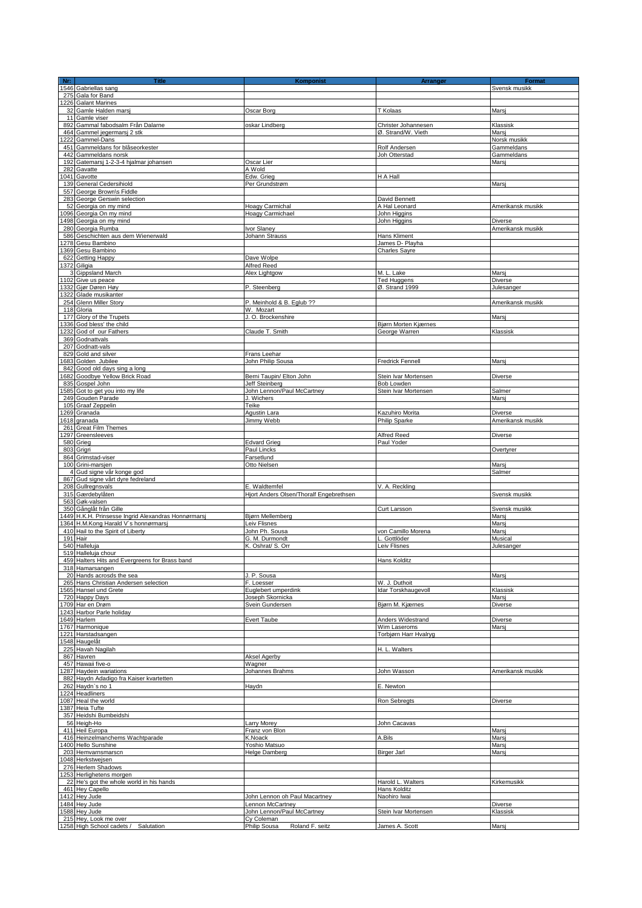| Nr: | Title | Komponist | Arrangør | Format |
|---|---|---|---|---|
| 1546 | Gabriellas sang | | | Svensk musikk |
| 275 | Gala for Band | | | |
| 1226 | Galant Marines | | | |
| 32 | Gamle Halden marsj | Oscar Borg | T Kolaas | Marsj |
| 11 | Gamle viser | | | |
| 892 | Gammal fabodsalm Från Dalarne | oskar Lindberg | Christer Johannesen | Klassisk |
| 464 | Gammel jegermarsj 2 stk | | Ø. Strand/W. Vieth | Marsj |
| 1222 | Gammel-Dans | | | Norsk musikk |
| 451 | Gammeldans for blåseorkester | | Rolf Andersen | Gammeldans |
| 442 | Gammeldans norsk | | Joh Otterstad | Gammeldans |
| 192 | Gatemarsj 1-2-3-4 hjalmar johansen | Oscar Lier | | Marsj |
| 282 | Gavatte | A Wold | | |
| 1041 | Gavotte | Edw. Grieg | H A Hall | |
| 139 | General Cedersihiold | Per Grundstrøm | | Marsj |
| 557 | George Brown\s Fiddle | | | |
| 283 | George Gerswin selection | | David Bennett | |
| 52 | Georgia on my mind | Hoagy Carmichal | A Hal Leonard | Amerikansk musikk |
| 1096 | Georgia On my Mind | Hoagy Carmichael | John Higgins | |
| 1498 | Georgia on my mind | | John Higgins | Diverse |
| 280 | Georgia Rumba | Ivor Slaney | | Amerikansk musikk |
| 586 | Geschichten aus dem Wienerwald | Johann Strauss | Hans Kliment | |
| 1278 | Gesu Bambino | | James D- Playha | |
| 1369 | Gesu Bambino | | Charles Sayre | |
| 622 | Getting Happy | Dave Wolpe | | |
| 1372 | Giligia | Alfred Reed | | |
| 3 | Gippsland March | Alex Lightgow | M. L. Lake | Marsj |
| 1102 | Give us peace | | Ted Huggens | Diverse |
| 1332 | Gjør Døren Høy | P. Steenberg | Ø. Strand 1999 | Julesanger |
| 1322 | Glade musikanter | | | |
| 254 | Glenn Miller Story | P. Meinhold & B. Eglub ?? | | Amerikansk musikk |
| 118 | Gloria | W.. Mozart | | |
| 177 | Glory of the Trupets | J. O. Brockenshire | | Marsj |
| 1336 | God bless' the child | | Bjørn Morten Kjærnes | |
| 1232 | God of our Fathers | Claude T. Smith | George Warren | Klassisk |
| 369 | Godnattvals | | | |
| 207 | Godnatt-vals | | | |
| 829 | Gold and silver | Frans Leehar | | |
| 1683 | Golden Jubilee | John Philip Sousa | Fredrick Fennell | Marsj |
| 842 | Good old days sing a long | | | |
| 1682 | Goodbye Yellow Brick Road | Berni Taupin/ Elton John | Stein Ivar Mortensen | Diverse |
| 835 | Gospel John | Jeff Steinberg | Bob Lowden | |
| 1585 | Got to get you into my life | John Lennon/Paul McCartney | Stein Ivar Mortensen | Salmer |
| 249 | Gouden Parade | J. Wichers | | Marsj |
| 105 | Graaf Zeppelin | Teike | | |
| 1269 | Granada | Agustin Lara | Kazuhiro Morita | Diverse |
| 1618 | granada | Jimmy Webb | Philip Sparke | Amerikansk musikk |
| 261 | Great Film Themes | | | |
| 1297 | Greensleeves | | Alfred Reed | Diverse |
| 580 | Grieg | Edvard Grieg | Paul Yoder | |
| 803 | Grigri | Paul Lincks | | Overtyrer |
| 864 | Grimstad-viser | Farsetlund | | |
| 100 | Grini-marsjen | Otto Nielsen | | Marsj |
| 4 | Gud signe vår konge god | | | Salmer |
| 867 | Gud signe vårt dyre fedreland | | | |
| 208 | Gullregnsvals | E. Waldtemfel | V. A. Reckling | |
| 315 | Gærdebylåten | Hjort Anders Olsen/Thoralf Engebrethsen | | Svensk musikk |
| 563 | Gøk-valsen | | | |
| 350 | Gånglåt från Gille | | Curt Larsson | Svensk musikk |
| 1449 | H.K.H. Prinsesse Ingrid Alexandras Honnørmarsj | Bjørn Mellemberg | | Marsj |
| 1364 | H.M.Kong Harald V`s honnørmarsj | Leiv Flisnes | | Marsj |
| 410 | Hail to the Spirit of Liberty | John Ph. Sousa | von Camillo Morena | Marsj |
| 191 | Hair | G. M. Durmondt | L. Gottlöder | Musical |
| 540 | Halleluja | K. Oshrat/ S. Orr | Leiv Flisnes | Julesanger |
| 519 | Halleluja chour | | | |
| 459 | Halters Hits and Evergreens for Brass band | | Hans Kolditz | |
| 318 | Hamarsangen | | | |
| 20 | Hands acrosds the sea | J. P. Sousa | | Marsj |
| 265 | Hans Christian Andersen selection | F. Loesser | W. J. Duthoit | |
| 1565 | Hansel und Grete | Euglebert umperdink | Idar Torskhaugevoll | Klassisk |
| 720 | Happy Days | Joseph Skornicka | | Marsj |
| 1709 | Har en Drøm | Svein Gundersen | Bjørn M. Kjærnes | Diverse |
| 1243 | Harbor Parle holiday | | | |
| 1649 | Harlem | Evert Taube | Anders Widestrand | Diverse |
| 1767 | Harmonique | | Wim Laseroms | Marsj |
| 1221 | Harstadsangen | | Torbjørn Harr Hvalryg | |
| 1548 | Haugelåt | | | |
| 225 | Havah Nagilah | | H. L. Walters | |
| 867 | Havren | Aksel Agerby | | |
| 457 | Hawaii five-o | Wagner | | |
| 1287 | Haydein variations | Johannes Brahms | John Wasson | Amerikansk musikk |
| 882 | Haydn Adadigo fra Kaiser kvartetten | | | |
| 262 | Haydn`s no 1 | Haydn | E. Newton | |
| 1224 | Headliners | | | |
| 1087 | Heal the world | | Ron Sebregts | Diverse |
| 1387 | Heia Tufte | | | |
| 357 | Heidshi Bumbeidshi | | | |
| 56 | Heigh-Ho | Larry Morey | John Cacavas | |
| 411 | Heil Europa | Franz von Blon | | Marsj |
| 416 | Heinzelmanchems Wachtparade | K.Noack | A.Bils | Marsj |
| 1400 | Hello Sunshine | Yoshio Matsuo | | Marsj |
| 203 | Hemvarnsmarscn | Helge Damberg | Birger Jarl | Marsj |
| 1048 | Herkstwejsen | | | |
| 276 | Herlem Shadows | | | |
| 1253 | Herlighetens morgen | | | |
| 22 | He's got the whole world in his hands | | Harold L. Walters | Kirkemusikk |
| 461 | Hey Capello | | Hans Kolditz | |
| 1412 | Hey Jude | John Lennon oh Paul Macartney | Naohiro Iwai | |
| 1484 | Hey Jude | Lennon McCartney | | Diverse |
| 1588 | Hey Jude | John Lennon/Paul McCartney | Stein Ivar Mortensen | Klassisk |
| 215 | Hey, Look me over | Cy Coleman | | |
| 1258 | High School cadets / Salutation | Philip Sousa Roland F. seitz | James A. Scott | Marsj |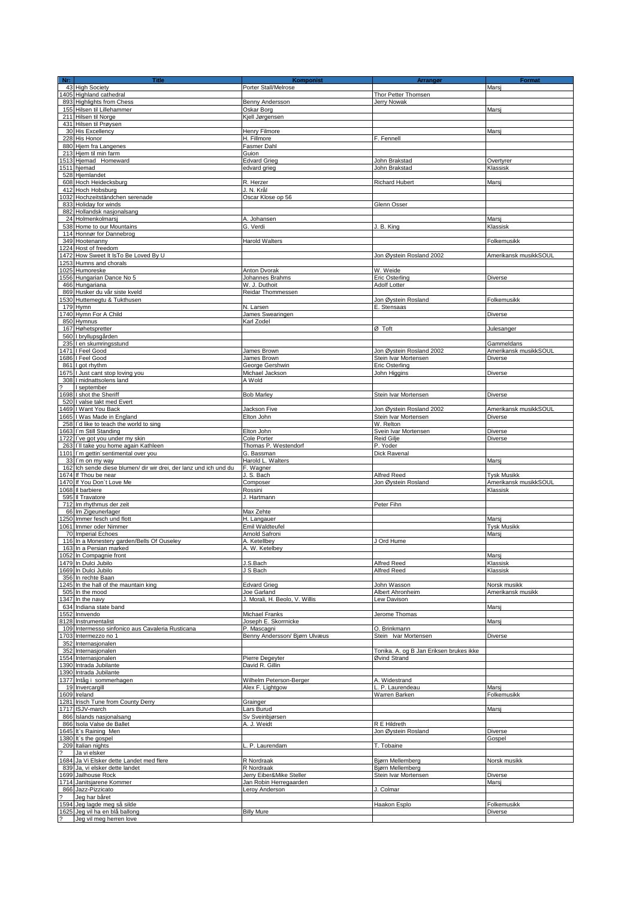| Nr: | Title | Komponist | Arrangør | Format |
|---|---|---|---|---|
| 43 | High Society | Porter Stall/Melrose | | Marsj |
| 1405 | Highland cathedral | | Thor Petter Thomsen | |
| 893 | Highlights from Chess | Benny Andersson | Jerry Nowak | |
| 155 | Hilsen til Lillehammer | Oskar Borg | | Marsj |
| 211 | Hilsen til Norge | Kjell Jørgensen | | |
| 431 | Hilsen til Prøysen | | | |
| 30 | His Excellency | Henry Filmore | | Marsj |
| 228 | His Honor | H. Fillmore | F. Fennell | |
| 880 | Hjem fra Langenes | Fasmer Dahl | | |
| 213 | Hjem til min farm | Guion | | |
| 1513 | Hjemad   Homeward | Edvard Grieg | John Brakstad | Overtyrer |
| 1511 | hjemad | edvard grieg | John Brakstad | Klassisk |
| 528 | Hjemlandet | | | |
| 608 | Hoch Heidecksburg | R. Herzer | Richard Hubert | Marsj |
| 412 | Hoch Hobsburg | J. N. Krål | | |
| 1032 | Hochzeitständchen serenade | Oscar Klose op 56 | | |
| 833 | Holiday for winds | | Glenn Osser | |
| 882 | Hollandsk nasjonalsang | | | |
| 24 | Holmenkolmarsj | A. Johansen | | Marsj |
| 538 | Home to our Mountains | G. Verdi | J. B. King | Klassisk |
| 114 | Honnør for Dannebrog | | | |
| 349 | Hootenanny | Harold Walters | | Folkemusikk |
| 1224 | Host of freedom | | | |
| 1472 | How Sweet It IsTo Be Loved By U | | Jon Øystein Rosland 2002 | Amerikansk musikkSOUL |
| 1253 | Humns and chorals | | | |
| 1025 | Humoreske | Anton Dvorak | W. Weide | |
| 1556 | Hungarian Dance No 5 | Johannes Brahms | Eric Osterling | Diverse |
| 466 | Hungariana | W. J. Duthoit | Adolf Lotter | |
| 869 | Husker du vår siste kveld | Reidar Thommessen | | |
| 1530 | Huttemegtu & Tukthusen | | Jon Øystein Rosland | Folkemusikk |
| 179 | Hymn | N. Larsen | E. Stensaas | |
| 1740 | Hymn For A Child | James Swearingen | | Diverse |
| 850 | Hymnus | Karl Zodel | | |
| 167 | Høhetspretter | | Ø  Toft | Julesanger |
| 560 | I bryllupsgården | | | |
| 235 | I en skumringsstund | | | Gammeldans |
| 1471 | I Feel Good | James Brown | Jon Øystein Rosland 2002 | Amerikansk musikkSOUL |
| 1686 | I Feel Good | James Brown | Stein Ivar Mortensen | Diverse |
| 861 | I got rhythm | George Gershwin | Eric Osterling | |
| 1675 | I Just cant stop loving you | Michael Jackson | John Higgins | Diverse |
| 308 | I midnattsolens land | A Wold | | |
| ? | I september | | | |
| 1698 | I shot the Sheriff | Bob Marley | Stein Ivar Mortensen | Diverse |
| 520 | I valse takt med Evert | | | |
| 1469 | I Want You Back | Jackson Five | Jon Øystein Rosland 2002 | Amerikansk musikkSOUL |
| 1665 | I Was Made in England | Elton John | Stein Ivar Mortensen | Diverse |
| 258 | I´d like to teach the world to sing | | W. Relton | |
| 1663 | I´m Still Standing | Elton John | Svein Ivar Mortensen | Diverse |
| 1722 | I´ve got you under my skin | Cole Porter | Reid Gilje | Diverse |
| 263 | I´ll take you home again Kathleen | Thomas P. Westendorf | P. Yoder | |
| 1101 | I´m gettin´sentimental over you | G. Bassman | Dick Ravenal | |
| 33 | I´m on my way | Harold L. Walters | | Marsj |
| 162 | Ich sende diese blumen/ dir wir drei, der lanz und ich und du | F. Wagner | | |
| 1674 | If Thou be near | J. S. Bach | Alfred Reed | Tysk Musikk |
| 1470 | If You Don´t Love Me | Composer | Jon Øystein Rosland | Amerikansk musikkSOUL |
| 1068 | Il barbiere | Rossini | | Klassisk |
| 595 | Il Travatore | J. Hartmann | | |
| 712 | Im rhythmus der zeit | | Peter Fihn | |
| 66 | Im Zigeunerlager | Max Zehte | | |
| 1250 | Immer fesch und flott | H. Langauer | | Marsj |
| 1061 | Immer oder Nimmer | Emil Waldteufel | | Tysk Musikk |
| 70 | Imperial Echoes | Arnold Safroni | | Marsj |
| 116 | In a Monestery garden/Bells Of Ouseley | A. Ketellbey | J Ord Hume | |
| 163 | In a Persian marked | A. W. Ketelbey | | |
| 1052 | In Compagnie front | | | Marsj |
| 1479 | In Dulci Jubilo | J.S.Bach | Alfred Reed | Klassisk |
| 1669 | In Dulci Jubilo | J S Bach | Alfred Reed | Klassisk |
| 356 | In rechte Baan | | | |
| 1245 | In the hall of the mauntain king | Edvard Grieg | John Wasson | Norsk musikk |
| 505 | In the mood | Joe Garland | Albert Ahronheim | Amerikansk musikk |
| 1347 | In the navy | J. Morali, H. Beolo, V. Willis | Lew Davison | |
| 634 | Indiana state band | | | Marsj |
| 1552 | Innvendo | Michael Franks | Jerome Thomas | |
| 8128 | Instrumentalist | Joseph E. Skornicke | | Marsj |
| 109 | Intermesso sinfonico aus Cavaleria Rusticana | P. Mascagni | O. Brinkmann | |
| 1703 | Intermezzo no 1 | Benny Andersson/ Bjørn Ulvæus | Stein  Ivar Mortensen | Diverse |
| 352 | Internasjonalen | | | |
| 352 | Internasjonalen | | Tonika. A. og B Jan Eriksen brukes ikke | |
| 1554 | Internasjonalen | Pierre Degeyter | Øvind Strand | |
| 1390 | Intrada Jubilante | David R. Gillin | | |
| 1390 | Intrada Jubilante | | | |
| 1377 | Intåg i  sommerhagen | Wilhelm Peterson-Berger | A. Widestrand | |
| 19 | Invercargill | Alex F. Lightgow | L. P. Laurendeau | Marsj |
| 1609 | Ireland | | Warren Barken | Folkemusikk |
| 1281 | Irisch Tune from County Derry | Grainger | | |
| 1717 | ISJV-march | Lars Burud | | Marsj |
| 866 | Islands nasjonalsang | Sv Sveinbjørsen | | |
| 866 | Isola Valse de Ballet | A. J. Weidt | R E Hildreth | |
| 1645 | It´s Raining  Men | | Jon Øystein Rosland | Diverse |
| 1380 | It´s the gospel | | | Gospel |
| 209 | Italian nights | L. P. Laurendam | T. Tobaine | |
| ? | Ja vi elsker | | | |
| 1684 | Ja Vi Elsker dette Landet med flere | R Nordraak | Bjørn Mellemberg | Norsk musikk |
| 839 | Ja, vi elsker dette landet | R Nordraak | Bjørn Mellemberg | |
| 1699 | Jailhouse Rock | Jerry Eiber&Mike Steller | Stein Ivar Mortensen | Diverse |
| 1714 | Janitsjarene Kommer | Jan Robin Herregaarden | | Marsj |
| 866 | Jazz-Pizzicato | Leroy Anderson | J. Colmar | |
| ? | Jeg har båret | | | |
| 1594 | Jeg lagde meg så silde | | Haakon Esplo | Folkemusikk |
| 1625 | Jeg vil ha en blå ballong | Billy Mure | | Diverse |
| ? | Jeg vil meg herren love | | | |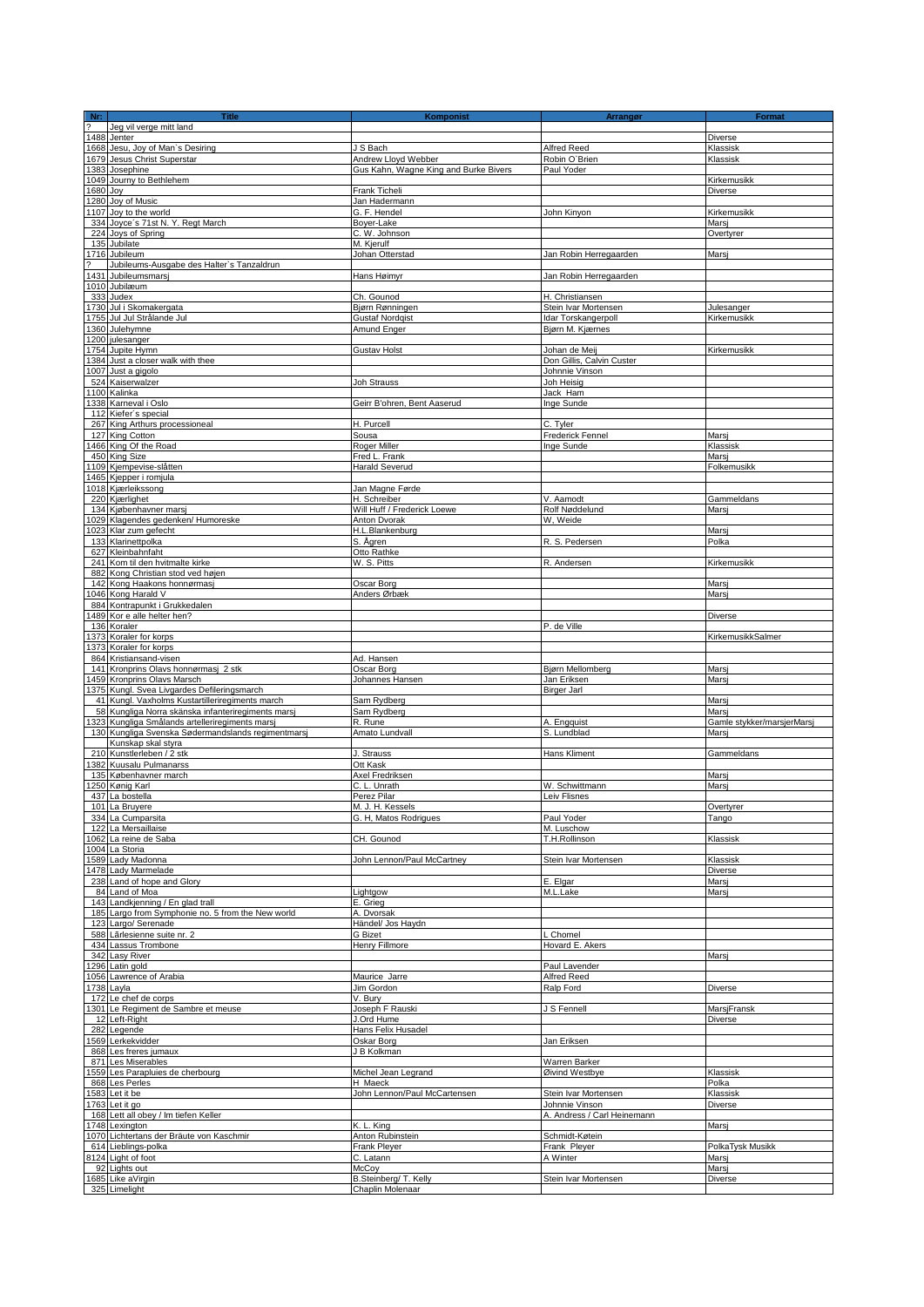| Nr: | Title | Komponist | Arrangør | Format |
|---|---|---|---|---|
| ? | Jeg vil verge mitt land | | | |
| 1488 | Jenter | | | Diverse |
| 1668 | Jesu, Joy of Man`s Desiring | J S Bach | Alfred Reed | Klassisk |
| 1679 | Jesus Christ Superstar | Andrew Lloyd Webber | Robin O'Brien | Klassisk |
| 1383 | Josephine | Gus Kahn, Wagne King and Burke Bivers | Paul Yoder | |
| 1049 | Journy to Bethlehem | | | Kirkemusikk |
| 1680 | Joy | Frank Ticheli | | Diverse |
| 1280 | Joy of Music | Jan Hadermann | | |
| 1107 | Joy to the world | G. F. Hendel | John Kinyon | Kirkemusikk |
| 334 | Joyce`s 71st N. Y. Regt March | Boyer-Lake | | Marsj |
| 224 | Joys of Spring | C. W. Johnson | | Overtyrer |
| 135 | Jubilate | M. Kjerulf | | |
| 1716 | Jubileum | Johan Otterstad | Jan Robin Herregaarden | Marsj |
| ? | Jubileums-Ausgabe des Halter`s Tanzaldrun | | | |
| 1431 | Jubileumsmarsj | Hans Høimyr | Jan Robin Herregaarden | |
| 1010 | Jubilæum | | | |
| 333 | Judex | Ch. Gounod | H. Christiansen | |
| 1730 | Jul i Skomakergata | Bjørn Rønningen | Stein Ivar Mortensen | Julesanger |
| 1755 | Jul Jul Strålande Jul | Gustaf Nordqist | Idar Torskangerpoll | Kirkemusikk |
| 1360 | Julehymne | Amund Enger | Bjørn M. Kjærnes | |
| 1200 | julesanger | | | |
| 1754 | Jupite Hymn | Gustav Holst | Johan de Meij | Kirkemusikk |
| 1384 | Just a closer walk with thee | | Don Gillis, Calvin Custer | |
| 1007 | Just a gigolo | | Johnnie Vinson | |
| 524 | Kaiserwalzer | Joh Strauss | Joh Heisig | |
| 1100 | Kalinka | | Jack Ham | |
| 1338 | Karneval i Oslo | Geirr B'ohren, Bent Aaserud | Inge Sunde | |
| 112 | Kiefer`s special | | | |
| 267 | King Arthurs processioneal | H. Purcell | C. Tyler | |
| 127 | King Cotton | Sousa | Frederick Fennel | Marsj |
| 1466 | King Of the Road | Roger Miller | Inge Sunde | Klassisk |
| 450 | King Size | Fred L. Frank | | Marsj |
| 1109 | Kjempevise-slåtten | Harald Severud | | Folkemusikk |
| 1465 | Kjepper i romjula | | | |
| 1018 | Kjærleikssong | Jan Magne Førde | | |
| 220 | Kjærlighet | H. Schreiber | V. Aamodt | Gammeldans |
| 134 | Københavner marsj | Will Huff / Frederick Loewe | Rolf Nøddelund | Marsj |
| 1029 | Klagendes gedenken/ Humoreske | Anton Dvorak | W, Weide | |
| 1023 | Klar zum gefecht | H.L.Blankenburg | | Marsj |
| 133 | Klarinettpolka | S. Ågren | R. S. Pedersen | Polka |
| 627 | Kleinbahnfaht | Otto Rathke | | |
| 241 | Kom til den hvitmalte kirke | W. S. Pitts | R. Andersen | Kirkemusikk |
| 882 | Kong Christian stod ved højen | | | |
| 142 | Kong Haakons honnørmasj | Oscar Borg | | Marsj |
| 1046 | Kong Harald V | Anders Ørbæk | | Marsj |
| 884 | Kontrapunkt i Grukkedalen | | | |
| 1489 | Kor e alle helter hen? | | | Diverse |
| 136 | Koraler | | P. de Ville | |
| 1373 | Koraler for korps | | | KirkemusikkSalmer |
| 1373 | Koraler for korps | | | |
| 864 | Kristiansand-visen | Ad. Hansen | | |
| 141 | Kronprins Olavs honnørmasj 2 stk | Oscar Borg | Bjørn Mellomberg | Marsj |
| 1459 | Kronprins Olavs Marsch | Johannes Hansen | Jan Eriksen | Marsj |
| 1375 | Kungl. Svea Livgardes Defileringsmarch | | Birger Jarl | |
| 41 | Kungl. Vaxholms Kustartilleriregiments march | Sam Rydberg | | Marsj |
| 58 | Kungliga Norra skänska infanteriregiments marsj | Sam Rydberg | | Marsj |
| 1323 | Kungliga Smålands artelleriregiments marsj | R. Rune | A. Engquist | Gamle stykker/marsjerMarsj |
| 130 | Kungliga Svenska Södermandslands regimentmarsj | Amato Lundvall | S. Lundblad | Marsj |
| | Kunskap skal styra | | | |
| 210 | Kunstlerleben / 2 stk | J. Strauss | Hans Kliment | Gammeldans |
| 1382 | Kuusalu Pulmanarss | Ott Kask | | |
| 135 | Københavner march | Axel Fredriksen | | Marsj |
| 1250 | Kønig Karl | C. L. Unrath | W. Schwittmann | Marsj |
| 437 | La bostella | Perez Pilar | Leiv Flisnes | |
| 101 | La Bruyere | M. J. H. Kessels | | Overtyrer |
| 334 | La Cumparsita | G. H, Matos Rodrigues | Paul Yoder | Tango |
| 122 | La Mersaillaise | | M. Luschow | |
| 1062 | La reine de Saba | CH. Gounod | T.H.Rollinson | Klassisk |
| 1004 | La Storia | | | |
| 1589 | Lady Madonna | John Lennon/Paul McCartney | Stein Ivar Mortensen | Klassisk |
| 1478 | Lady Marmelade | | | Diverse |
| 238 | Land of hope and Glory | | E. Elgar | Marsj |
| 84 | Land of Moa | Lightgow | M.L.Lake | Marsj |
| 143 | Landkjenning / En glad trall | E. Grieg | | |
| 185 | Largo from Symphonie no. 5 from the New world | A. Dvorsak | | |
| 123 | Largo/ Serenade | Händel/ Jos Haydn | | |
| 588 | Lårlesienne suite nr. 2 | G Bizet | L Chomel | |
| 434 | Lassus Trombone | Henry Fillmore | Hovard E. Akers | |
| 342 | Lasy River | | | Marsj |
| 1296 | Latin gold | | Paul Lavender | |
| 1056 | Lawrence of Arabia | Maurice Jarre | Alfred Reed | |
| 1738 | Layla | Jim Gordon | Ralp Ford | Diverse |
| 172 | Le chef de corps | V. Bury | | |
| 1301 | Le Regiment de Sambre et meuse | Joseph F Rauski | J S Fennell | MarsjFransk |
| 12 | Left-Right | J.Ord Hume | | Diverse |
| 282 | Legende | Hans Felix Husadel | | |
| 1569 | Lerkekvidder | Oskar Borg | Jan Eriksen | |
| 868 | Les freres jumaux | J B Kolkman | | |
| 871 | Les Miserables | | Warren Barker | |
| 1559 | Les Parapluies de cherbourg | Michel Jean Legrand | Øivind Westbye | Klassisk |
| 868 | Les Perles | H Maeck | | Polka |
| 1583 | Let it be | John Lennon/Paul McCartensen | Stein Ivar Mortensen | Klassisk |
| 1763 | Let it go | | Johnnie Vinson | Diverse |
| 168 | Lett all obey / Im tiefen Keller | | A. Andress / Carl Heinemann | |
| 1748 | Lexington | K. L. King | | Marsj |
| 1070 | Lichtertans der Bräute von Kaschmir | Anton Rubinstein | Schmidt-Køtein | |
| 614 | Lieblings-polka | Frank Pleyer | Frank Pleyer | PolkaTysk Musikk |
| 8124 | Light of foot | C. Latann | A Winter | Marsj |
| 92 | Lights out | McCoy | | Marsj |
| 1685 | Like aVirgin | B.Steinberg/ T. Kelly | Stein Ivar Mortensen | Diverse |
| 325 | Limelight | Chaplin Molenaar | | |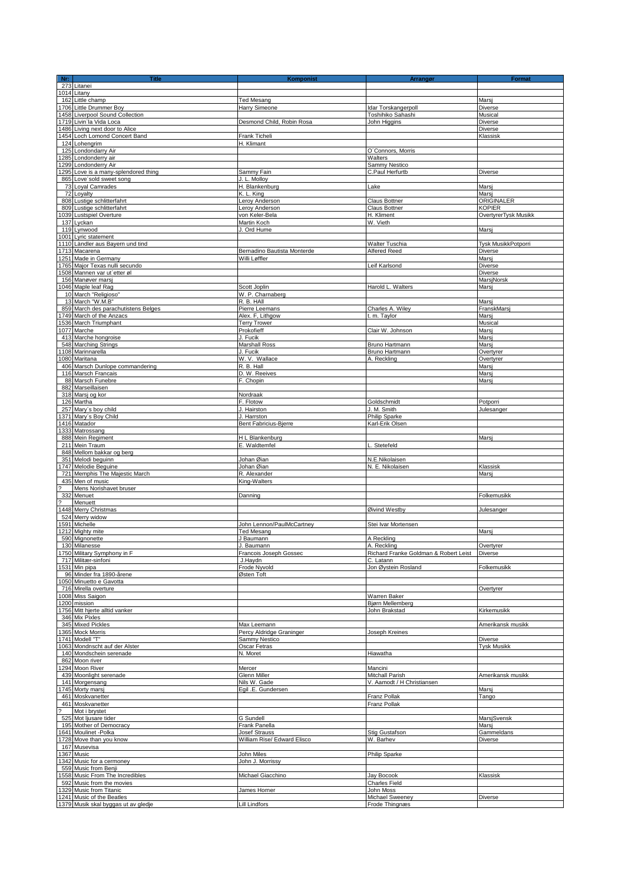| Nr: | Title | Komponist | Arrangør | Format |
|---|---|---|---|---|
| 273 | Litanei | | | |
| 1014 | Litany | | | |
| 162 | Little champ | Ted Mesang | | Marsj |
| 1706 | Little Drummer Boy | Harry Simeone | Idar Torskangerpoll | Diverse |
| 1458 | Liverpool Sound Collection | | Toshihiko Sahashi | Musical |
| 1719 | Livin´la Vida Loca | Desmond Child, Robin Rosa | John Higgins | Diverse |
| 1486 | Living next door to Alice | | | Diverse |
| 1454 | Loch Lomond Concert Band | Frank Ticheli | | Klassisk |
| 124 | Lohengrim | H. Klimant | | |
| 125 | Londondarry Air | | O´Connors, Morris | |
| 1285 | Londonderry air | | Walters | |
| 1299 | Londonderry Air | | Sammy Nestico | |
| 1295 | Love is a many-splendored thing | Sammy Fain | C.Paul Herfurtb | Diverse |
| 865 | Love´sold sweet song | J. L. Molloy | | |
| 73 | Loyal Camrades | H. Blankenburg | Lake | Marsj |
| 72 | Loyalty | K. L. King | | Marsj |
| 808 | Lustige schlitterfahrt | Leroy Anderson | Claus Bottner | ORIGINALER |
| 809 | Lustige schlitterfahrt | Leroy Anderson | Claus Bottner | KOPIER |
| 1039 | Lustspiel Overture | von Keler-Bela | H. Kliment | OvertyrerTysk Musikk |
| 137 | Lyckan | Martin Koch | W. Vieth | |
| 119 | Lynwood | J. Ord Hume | | Marsj |
| 1001 | Lyric statement | | | |
| 1110 | Ländler aus Bayern und tind | | Walter Tuschia | Tysk MusikkPotporri |
| 1713 | Macarena | Bernadino Bautista Monterde | Alfered Reed | Diverse |
| 1251 | Made in Germany | Willi Løffler | | Marsj |
| 1765 | Major Texas nulli secundo | | Leif Karlsond | Diverse |
| 1508 | Mannen var ut`etter øl | | | Diverse |
| 156 | Manøver marsj | | | MarsjNorsk |
| 1046 | Maple leaf Rag | Scott Joplin | Harold L. Walters | Marsj |
| 10 | March "Religioso" | W. P. Charnaberg | | |
| 13 | March "W.M.B" | R. B. HAll | | Marsj |
| 859 | March des parachutistens Belges | Pierre Leemans | Charles A. Wiley | FranskMarsj |
| 1749 | March of the Anzacs | Alex. F, Lithgow | t. m. Taylor | Marsj |
| 1536 | March Triumphant | Terry Trower | | Musical |
| 1077 | Marche | Prokofieff | Clair W. Johnson | Marsj |
| 413 | Marche hongroise | J. Fucik | | Marsj |
| 548 | Marching Strings | Marshall Ross | Bruno Hartmann | Marsj |
| 1108 | Marinnarella | J. Fucik | Bruno Hartmann | Overtyrer |
| 1080 | Maritana | W. V. Wallace | A. Reckling | Overtyrer |
| 406 | Marsch Dunlope commandering | R. B. Hall | | Marsj |
| 116 | Marsch Francais | D. W. Reeives | | Marsj |
| 88 | Marsch Funebre | F. Chopin | | Marsj |
| 882 | Marseillaisen | | | |
| 318 | Marsj og kor | Nordraak | | |
| 126 | Martha | F. Flotow | Goldschmidt | Potporri |
| 257 | Mary´s boy child | J. Hairston | J. M. Smith | Julesanger |
| 1371 | Mary´s Boy Child | J. Harrston | Philip Sparke | |
| 1416 | Matador | Bent Fabricius-Bjerre | Karl-Erik Olsen | |
| 1333 | Matrossang | | | |
| 888 | Mein Regiment | H L Blankenburg | | Marsj |
| 211 | Mein Traum | E. Waldtemfel | L. Stetefeld | |
| 848 | Mellom bakkar og berg | | | |
| 351 | Melodi beguinn | Johan Øian | N.E.Nikolaisen | |
| 1747 | Melodie Beguine | Johan Øian | N. E. Nikolaisen | Klassisk |
| 721 | Memphis The Majestic March | R. Alexander | | Marsj |
| 435 | Men of music | King-Walters | | |
| ? | Mens Norishavet bruser | | | |
| 332 | Menuet | Danning | | Folkemusikk |
| ? | Menuett | | | |
| 1448 | Merry Christmas | | Øivind Westby | Julesanger |
| 524 | Merry widow | | | |
| 1591 | Michelle | John Lennon/PaulMcCartney | Stei Ivar Mortensen | |
| 1212 | Mighty mite | Ted Mesang | | Marsj |
| 590 | Mignonette | J Baumann | A Reckling | |
| 130 | Milanesse | J. Baumann | A. Reckling | Overtyrer |
| 1750 | Military Symphony in F | Francois Joseph Gossec | Richard Franke Goldman & Robert Leist | Diverse |
| 717 | Militær-sinfoni | J.Haydn | C. Latann | |
| 1531 | Min pipa | Frode Nyvold | Jon Øystein Rosland | Folkemusikk |
| 96 | Minder fra 1890-årene | Østen Toft | | |
| 1050 | Minuetto e Gavotta | | | |
| 716 | Mirella overture | | | Overtyrer |
| 1008 | Miss Saigon | | Warren Baker | |
| 1200 | mission | | Bjørn Mellemberg | |
| 1756 | Mitt hjerte alltid vanker | | John Brakstad | Kirkemusikk |
| 346 | Mix Pixles | | | |
| 345 | Mixed Pickles | Max Leemann | | Amerikansk musikk |
| 1365 | Mock Morris | Percy Aldridge Graninger | Joseph Kreines | |
| 1741 | Modell "T" | Sammy Nestico | | Diverse |
| 1063 | Mondnscht auf der Alster | Oscar Fetras | | Tysk Musikk |
| 140 | Mondschein serenade | N. Moret | Hiawatha | |
| 862 | Moon river | | | |
| 1294 | Moon River | Mercer | Mancini | |
| 439 | Moonlight serenade | Glenn Miller | Mitchall Parish | Amerikansk musikk |
| 141 | Morgensang | Nils W. Gade | V. Aamodt / H Christiansen | |
| 1745 | Morty marsj | Egil .E. Gundersen | | Marsj |
| 461 | Moskvanetter | | Franz Pollak | Tango |
| 461 | Moskvanetter | | Franz Pollak | |
| ? | Mot i brystet | | | |
| 525 | Mot ljusare tider | G Sundell | | MarsjSvensk |
| 195 | Mother of Democracy | Frank Panella | | Marsj |
| 1641 | Moulinet -Polka | Josef Strauss | Stig Gustafson | Gammeldans |
| 1728 | Move than you know | William Rise/ Edward Elisco | W. Barhev | Diverse |
| 167 | Musevisa | | | |
| 1367 | Music | John Miles | Philip Sparke | |
| 1342 | Music for a cermoney | John J. Morrissy | | |
| 559 | Music from Benji | | | |
| 1558 | Music From The Incredibles | Michael Giacchino | Jay Bocook | Klassisk |
| 592 | Music from the movies | | Charles Field | |
| 1329 | Music from Titanic | James Horner | John Moss | |
| 1241 | Music of the Beatles | | Michael Sweeney | Diverse |
| 1379 | Musik skal byggas ut av gledje | Lill Lindfors | Frode Thingnæs | |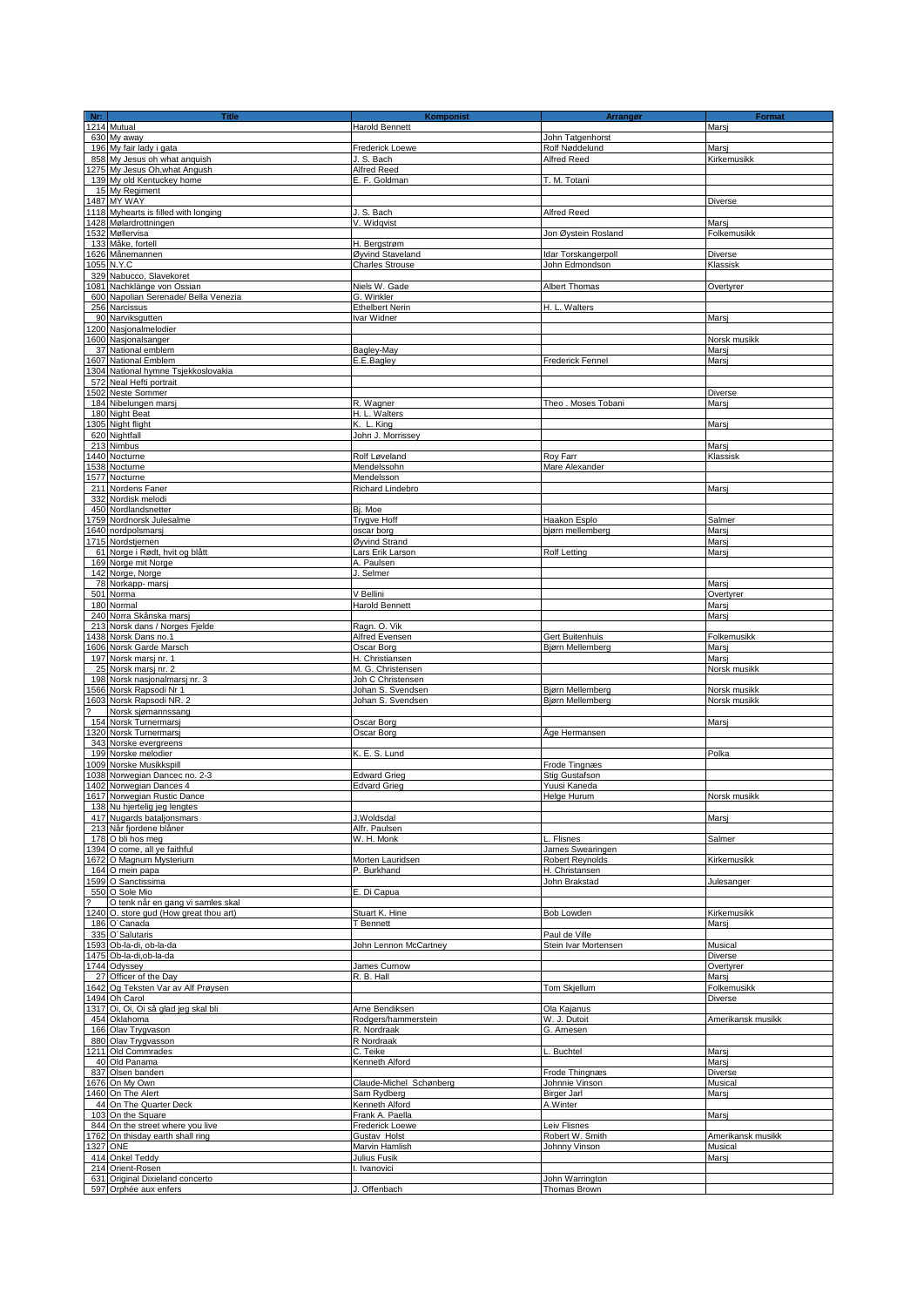| Nr: | Title | Komponist | Arrangør | Format |
|---|---|---|---|---|
| 1214 | Mutual | Harold Bennett | | Marsj |
| 630 | My away | | John Tatgenhorst | |
| 196 | My fair lady i gata | Frederick Loewe | Rolf Nøddelund | Marsj |
| 858 | My Jesus oh what anquish | J. S. Bach | Alfred Reed | Kirkemusikk |
| 1275 | My Jesus Oh,what Angush | Alfred Reed | | |
| 139 | My old Kentuckey home | E. F. Goldman | T. M. Totani | |
| 15 | My Regiment | | | |
| 1487 | MY WAY | | | Diverse |
| 1118 | Myhearts is filled with longing | J. S. Bach | Alfred Reed | |
| 1428 | Mølardrottningen | V. Widqvist | | Marsj |
| 1532 | Møllervisa | | Jon Øystein Rosland | Folkemusikk |
| 133 | Måke, fortell | H. Bergstrøm | | |
| 1626 | Månemannen | Øyvind Staveland | Idar Torskangerpoll | Diverse |
| 1055 | N.Y.C | Charles Strouse | John Edmondson | Klassisk |
| 329 | Nabucco, Slavekoret | | | |
| 1081 | Nachklänge von Ossian | Niels W. Gade | Albert Thomas | Overtyrer |
| 600 | Napolian Serenade/ Bella Venezia | G. Winkler | | |
| 256 | Narcissus | Ethelbert Nerin | H. L. Walters | |
| 90 | Narviksgutten | Ivar Widner | | Marsj |
| 1200 | Nasjonalmelodier | | | |
| 1600 | Nasjonalsanger | | | Norsk musikk |
| 37 | National emblem | Bagley-May | | Marsj |
| 1607 | National Emblem | E.E.Bagley | Frederick Fennel | Marsj |
| 1304 | National hymne Tsjekkoslovakia | | | |
| 572 | Neal Hefti portrait | | | |
| 1502 | Neste Sommer | | | Diverse |
| 184 | Nibelungen marsj | R. Wagner | Theo . Moses Tobani | Marsj |
| 180 | Night Beat | H. L. Walters | | |
| 1305 | Night flight | K. L. King | | Marsj |
| 620 | Nightfall | John J. Morrissey | | |
| 213 | Nimbus | | | Marsj |
| 1440 | Nocturne | Rolf Løveland | Roy Farr | Klassisk |
| 1538 | Nocturne | Mendelssohn | Mare Alexander | |
| 1577 | Nocturne | Mendelsson | | |
| 211 | Nordens Faner | Richard Lindebro | | Marsj |
| 332 | Nordisk melodi | | | |
| 450 | Nordlandsnetter | Bj. Moe | | |
| 1759 | Nordnorsk Julesalme | Trygve Hoff | Haakon Esplo | Salmer |
| 1640 | nordpolsmarsj | oscar borg | bjørn mellemberg | Marsj |
| 1715 | Nordstjernen | Øyvind Strand | | Marsj |
| 61 | Norge i Rødt, hvit og blått | Lars Erik Larson | Rolf Letting | Marsj |
| 169 | Norge mit Norge | A. Paulsen | | |
| 142 | Norge, Norge | J. Selmer | | |
| 78 | Norkapp- marsj | | | Marsj |
| 501 | Norma | V Bellini | | Overtyrer |
| 180 | Normal | Harold Bennett | | Marsj |
| 240 | Norra Skånska marsj | | | Marsj |
| 213 | Norsk dans / Norges Fjelde | Ragn. O. Vik | | |
| 1438 | Norsk Dans no.1 | Alfred Evensen | Gert Buitenhuis | Folkemusikk |
| 1606 | Norsk Garde Marsch | Oscar Borg | Bjørn Mellemberg | Marsj |
| 197 | Norsk marsj nr. 1 | H. Christiansen | | Marsj |
| 25 | Norsk marsj nr. 2 | M. G. Christensen | | Norsk musikk |
| 198 | Norsk nasjonalmarsj nr. 3 | Joh C Christensen | | |
| 1566 | Norsk Rapsodi Nr 1 | Johan S. Svendsen | Bjørn Mellemberg | Norsk musikk |
| 1603 | Norsk Rapsodi NR. 2 | Johan S. Svendsen | Bjørn Mellemberg | Norsk musikk |
| ? | Norsk sjømannssang | | | |
| 154 | Norsk Turnermarsj | Oscar Borg | | Marsj |
| 1320 | Norsk Turnermarsj | Oscar Borg | Åge Hermansen | |
| 343 | Norske evergreens | | | |
| 199 | Norske melodier | K. E. S. Lund | | Polka |
| 1009 | Norske Musikkspill | | Frode Tingnæs | |
| 1038 | Norwegian Dancec no. 2-3 | Edward Grieg | Stig Gustafson | |
| 1402 | Norwegian Dances 4 | Edvard Grieg | Yuusi Kaneda | |
| 1617 | Norwegian Rustic Dance | | Helge Hurum | Norsk musikk |
| 138 | Nu hjertelig jeg lengtes | | | |
| 417 | Nugards bataljonsmars | J.Woldsdal | | Marsj |
| 213 | Når fjordene blåner | Alfr. Paulsen | | |
| 178 | O bli hos meg | W. H. Monk | L. Flisnes | Salmer |
| 1394 | O come, all ye faithful | | James Swearingen | |
| 1672 | O Magnum Mysterium | Morten Lauridsen | Robert Reynolds | Kirkemusikk |
| 164 | O mein papa | P. Burkhand | H. Christansen | |
| 1599 | O Sanctissima | | John Brakstad | Julesanger |
| 550 | O Sole Mio | E. Di Capua | | |
| ? | O tenk når en gang vi samles skal | | | |
| 1240 | O. store gud (How great thou art) | Stuart K. Hine | Bob Lowden | Kirkemusikk |
| 186 | O´Canada | T Bennett | | Marsj |
| 335 | O´Salutaris | | Paul de Ville | |
| 1593 | Ob-la-di, ob-la-da | John Lennon McCartney | Stein Ivar Mortensen | Musical |
| 1475 | Ob-la-di,ob-la-da | | | Diverse |
| 1744 | Odyssey | James Curnow | | Overtyrer |
| 27 | Officer of the Day | R. B. Hall | | Marsj |
| 1642 | Og Teksten Var av Alf Prøysen | | Tom Skjellum | Folkemusikk |
| 1494 | Oh Carol | | | Diverse |
| 1317 | Oi, Oi, Oi så glad jeg skal bli | Arne Bendiksen | Ola Kajanus | |
| 454 | Oklahoma | Rodgers/hammerstein | W. J. Dutoit | Amerikansk musikk |
| 166 | Olav Trygvason | R. Nordraak | G. Arnesen | |
| 880 | Olav Trygvasson | R Nordraak | | |
| 1211 | Old Commrades | C. Teike | L. Buchtel | Marsj |
| 40 | Old Panama | Kenneth Alford | | Marsj |
| 837 | Olsen banden | | Frode Thingnæs | Diverse |
| 1676 | On My Own | Claude-Michel Schønberg | Johnnie Vinson | Musical |
| 1460 | On The Alert | Sam Rydberg | Birger Jarl | Marsj |
| 44 | On The Quarter Deck | Kenneth Alford | A.Winter | |
| 103 | On the Square | Frank A. Paella | | Marsj |
| 844 | On the street where you live | Frederick Loewe | Leiv Flisnes | |
| 1762 | On thisday earth shall ring | Gustav Holst | Robert W. Smith | Amerikansk musikk |
| 1327 | ONE | Marvin Hamlish | Johnny Vinson | Musical |
| 414 | Onkel Teddy | Julius Fusik | | Marsj |
| 214 | Orient-Rosen | I. Ivanovici | | |
| 631 | Original Dixieland concerto | | John Warrington | |
| 597 | Orphée aux enfers | J. Offenbach | Thomas Brown | |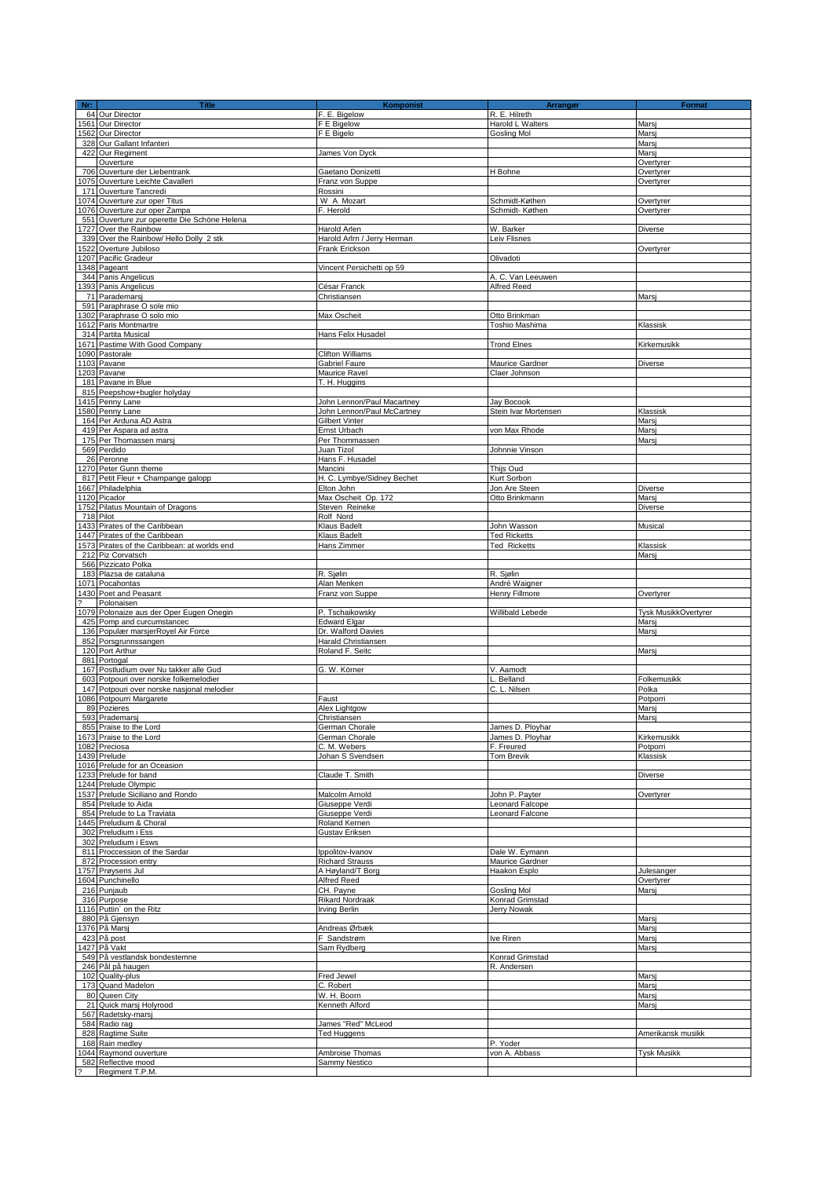| Nr: | Title | Komponist | Arrangør | Format |
|---|---|---|---|---|
| 64 | Our Director | F. E. Bigelow | R. E. Hilreth | |
| 1561 | Our Director | F E Bigelow | Harold L Walters | Marsj |
| 1562 | Our Director | F E Bigelo | Gosling Mol | Marsj |
| 328 | Our Gallant Infanteri | | | Marsj |
| 422 | Our Regiment | James Von Dyck | | Marsj |
| | Ouverture | | | Overtyrer |
| 706 | Ouverture der Liebentrank | Gaetano Donizetti | H Bohne | Overtyrer |
| 1075 | Ouverture Leichte Cavalleri | Franz von Suppe | | Overtyrer |
| 171 | Ouverture Tancredi | Rossini | | |
| 1074 | Ouverture zur oper Titus | W A Mozart | Schmidt-Køthen | Overtyrer |
| 1076 | Ouverture zur oper Zampa | F. Herold | Schmidt- Køthen | Overtyrer |
| 551 | Ouverture zur operette Die Schöne Helena | | | |
| 1727 | Over the Rainbow | Harold Arlen | W. Barker | Diverse |
| 339 | Over the Rainbow/ Hello Dolly 2 stk | Harold Arlrn / Jerry Herman | Leiv Flisnes | |
| 1522 | Overture Jubiloso | Frank Erickson | | Overtyrer |
| 1207 | Pacific Gradeur | | Olivadoti | |
| 1348 | Pageant | Vincent Persichetti op 59 | | |
| 344 | Panis Angelicus | | A. C. Van Leeuwen | |
| 1393 | Panis Angelicus | César Franck | Alfred Reed | |
| 71 | Parademarsj | Christiansen | | Marsj |
| 591 | Paraphrase O sole mio | | | |
| 1302 | Paraphrase O solo mio | Max Oscheit | Otto Brinkman | |
| 1612 | Paris Montmartre | | Toshio Mashima | Klassisk |
| 314 | Partita Musical | Hans Felix Husadel | | |
| 1671 | Pastime With Good Company | | Trond Elnes | Kirkemusikk |
| 1090 | Pastorale | Clifton Williams | | |
| 1103 | Pavane | Gabriel Faure | Maurice Gardner | Diverse |
| 1203 | Pavane | Maurice Ravel | Claer Johnson | |
| 181 | Pavane in Blue | T. H. Huggins | | |
| 815 | Peepshow+bugler holyday | | | |
| 1415 | Penny Lane | John Lennon/Paul Macartney | Jay Bocook | |
| 1580 | Penny Lane | John Lennon/Paul McCartney | Stein Ivar Mortensen | Klassisk |
| 164 | Per Arduna AD Astra | Gilbert Vinter | | Marsj |
| 419 | Per Aspara ad astra | Ernst Urbach | von Max Rhode | Marsj |
| 175 | Per Thomassen marsj | Per Thommassen | | Marsj |
| 569 | Perdido | Juan Tizol | Johnnie Vinson | |
| 26 | Peronne | Hans F. Husadel | | |
| 1270 | Peter Gunn theme | Mancini | Thijs Oud | |
| 817 | Petit Fleur + Champange galopp | H. C. Lymbye/Sidney Bechet | Kurt Sorbon | |
| 1667 | Philadelphia | Elton John | Jon Are Steen | Diverse |
| 1120 | Picador | Max Oscheit Op. 172 | Otto Brinkmann | Marsj |
| 1752 | Pilatus Mountain of Dragons | Steven Reineke | | Diverse |
| 718 | Pilot | Rolf Nord | | |
| 1433 | Pirates of the Caribbean | Klaus Badelt | John Wasson | Musical |
| 1447 | Pirates of the Caribbean | Klaus Badelt | Ted Ricketts | |
| 1573 | Pirates of the Caribbean: at worlds end | Hans Zimmer | Ted Ricketts | Klassisk |
| 212 | Piz Corvatsch | | | Marsj |
| 566 | Pizzicato Polka | | | |
| 183 | Plazsa de cataluna | R. Sjølin | R. Sjølin | |
| 1071 | Pocahontas | Alan Menken | André Waigner | |
| 1430 | Poet and Peasant | Franz von Suppe | Henry Fillmore | Overtyrer |
| ? | Polonaisen | | | |
| 1079 | Polonaize aus der Oper Eugen Onegin | P. Tschaikowsky | Willibald Lebede | Tysk MusikkOvertyrer |
| 425 | Pomp and curcumstancec | Edward Elgar | | Marsj |
| 136 | Populær marsjerRoyel Air Force | Dr. Walford Davies | | Marsj |
| 852 | Porsgrunnssangen | Harald Christiansen | | |
| 120 | Port Arthur | Roland F. Seitc | | Marsj |
| 881 | Portogal | | | |
| 167 | Postludium over Nu takker alle Gud | G. W. Körner | V. Aamodt | |
| 603 | Potpouri over norske folkemelodier | | L. Belland | Folkemusikk |
| 147 | Potpouri over norske nasjonal melodier | | C. L. Nilsen | Polka |
| 1086 | Potpourri Margarete | Faust | | Potporri |
| 89 | Pozieres | Alex Lightgow | | Marsj |
| 593 | Prademarsj | Christiansen | | Marsj |
| 855 | Praise to the Lord | German Chorale | James D. Ployhar | |
| 1673 | Praise to the Lord | German Chorale | James D. Ployhar | Kirkemusikk |
| 1082 | Preciosa | C. M. Webers | F. Freured | Potporri |
| 1439 | Prelude | Johan S Svendsen | Tom Brevik | Klassisk |
| 1016 | Prelude for an Oceasion | | | |
| 1233 | Prelude for band | Claude T. Smith | | Diverse |
| 1244 | Prelude Olympic | | | |
| 1537 | Prelude Siciliano and Rondo | Malcolm Arnold | John P. Payter | Overtyrer |
| 854 | Prelude to Aida | Giuseppe Verdi | Leonard Falcope | |
| 854 | Prelude to La Traviata | Giuseppe Verdi | Leonard Falcone | |
| 1445 | Preludium & Choral | Roland Kernen | | |
| 302 | Preludium i Ess | Gustav Eriksen | | |
| 302 | Preludium i Esws | | | |
| 811 | Proccession of the Sardar | Ippolitov-Ivanov | Dale W. Eymann | |
| 872 | Procession entry | Richard Strauss | Maurice Gardner | |
| 1757 | Prøysens Jul | A Høyland/T Borg | Haakon Esplo | Julesanger |
| 1604 | Punchinello | Alfred Reed | | Overtyrer |
| 216 | Punjaub | CH. Payne | Gosling Mol | Marsj |
| 316 | Purpose | Rikard Nordraak | Konrad Grimstad | |
| 1116 | Puttin´ on the Ritz | Irving Berlin | Jerry Nowak | |
| 880 | På Gjensyn | | | Marsj |
| 1376 | På Marsj | Andreas Ørbæk | | Marsj |
| 423 | På post | F Sandstrøm | Ive Riren | Marsj |
| 1427 | På Vakt | Sam Rydberg | | Marsj |
| 549 | På vestlandsk bondestemne | | Konrad Grimstad | |
| 246 | Pål på haugen | | R. Andersen | |
| 102 | Quality-plus | Fred Jewel | | Marsj |
| 173 | Quand Madelon | C. Robert | | Marsj |
| 80 | Queen City | W. H. Boorn | | Marsj |
| 21 | Quick marsj Holyrood | Kenneth Alford | | Marsj |
| 567 | Radetsky-marsj | | | |
| 584 | Radio rag | James "Red" McLeod | | |
| 828 | Ragtime Suite | Ted Huggens | | Amerikansk musikk |
| 168 | Rain medley | | P. Yoder | |
| 1044 | Raymond ouverture | Ambroise Thomas | von A. Abbass | Tysk Musikk |
| 582 | Reflective mood | Sammy Nestico | | |
| ? | Regiment T.P.M. | | | |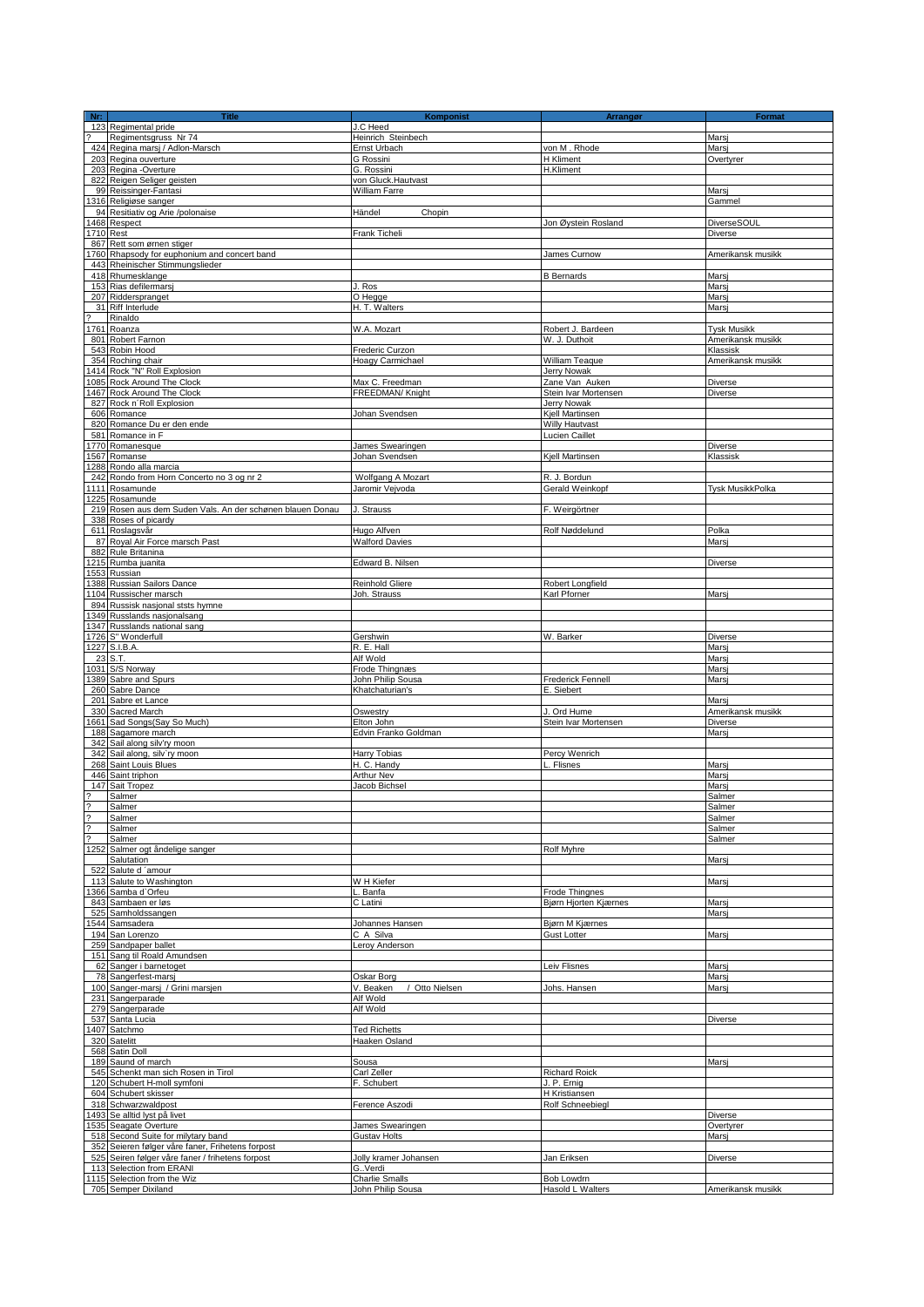| Nr: | Title | Komponist | Arrangør | Format |
|---|---|---|---|---|
| 123 | Regimental pride | J.C Heed | | |
| ? | Regimentsgruss Nr 74 | Heinrich Steinbech | | Marsj |
| 424 | Regina marsj / Adlon-Marsch | Ernst Urbach | von M . Rhode | Marsj |
| 203 | Regina ouverture | G Rossini | H Kliment | Overtyrer |
| 203 | Regina -Overture | G. Rossini | H.Kliment | |
| 822 | Reigen Seliger geisten | von Gluck.Hautvast | | |
| 99 | Reissinger-Fantasi | William Farre | | Marsj |
| 1316 | Religiøse sanger | | | Gammel |
| 94 | Resitiativ og Arie /polonaise | Händel Chopin | | |
| 1468 | Respect | | Jon Øystein Rosland | DiverseSOUL |
| 1710 | Rest | Frank Ticheli | | Diverse |
| 867 | Rett som ørnen stiger | | | |
| 1760 | Rhapsody for euphonium and concert band | | James Curnow | Amerikansk musikk |
| 443 | Rheinischer Stimmungslieder | | | |
| 418 | Rhumesklange | | B Bernards | Marsj |
| 153 | Rias defilermarsj | J. Ros | | Marsj |
| 207 | Riddersspranget | O Hegge | | Marsj |
| 31 | Riff Interlude | H. T. Walters | | Marsj |
| ? | Rinaldo | | | |
| 1761 | Roanza | W.A. Mozart | Robert J. Bardeen | Tysk Musikk |
| 801 | Robert Farnon | | W. J. Duthoit | Amerikansk musikk |
| 543 | Robin Hood | Frederic Curzon | | Klassisk |
| 354 | Roching chair | Hoagy Carmichael | William Teaque | Amerikansk musikk |
| 1414 | Rock "N" Roll Explosion | | Jerry Nowak | |
| 1085 | Rock Around The Clock | Max C. Freedman | Zane Van Auken | Diverse |
| 1467 | Rock Around The Clock | FREEDMAN/ Knight | Stein Ivar Mortensen | Diverse |
| 827 | Rock n´Roll Explosion | | Jerry Nowak | |
| 606 | Romance | Johan Svendsen | Kjell Martinsen | |
| 820 | Romance Du er den ende | | Willy Hautvast | |
| 581 | Romance in F | | Lucien Caillet | |
| 1770 | Romanesque | James Swearingen | | Diverse |
| 1567 | Romanse | Johan Svendsen | Kjell Martinsen | Klassisk |
| 1288 | Rondo alla marcia | | | |
| 242 | Rondo from Horn Concerto no 3 og nr 2 | Wolfgang A Mozart | R. J. Bordun | |
| 1111 | Rosamunde | Jaromir Vejvoda | Gerald Weinkopf | Tysk MusikkPolka |
| 1225 | Rosamunde | | | |
| 219 | Rosen aus dem Suden Vals. An der schønen blauen Donau | J. Strauss | F. Weirgörtner | |
| 338 | Roses of picardy | | | |
| 611 | Roslagsvår | Hugo Alfven | Rolf Nøddelund | Polka |
| 87 | Royal Air Force marsch Past | Walford Davies | | Marsj |
| 882 | Rule Britanina | | | |
| 1215 | Rumba juanita | Edward B. Nilsen | | Diverse |
| 1553 | Russian | | | |
| 1388 | Russian Sailors Dance | Reinhold Gliere | Robert Longfield | |
| 1104 | Russischer marsch | Joh. Strauss | Karl Pforner | Marsj |
| 894 | Russisk nasjonal ststs hymne | | | |
| 1349 | Russlands nasjonalsang | | | |
| 1347 | Russlands national sang | | | |
| 1726 | S" Wonderfull | Gershwin | W. Barker | Diverse |
| 1227 | S.I.B.A. | R. E. Hall | | Marsj |
| 23 | S.T. | Alf Wold | | Marsj |
| 1031 | S/S Norway | Frode Thingnæs | | Marsj |
| 1389 | Sabre and Spurs | John Philip Sousa | Frederick Fennell | Marsj |
| 260 | Sabre Dance | Khatchaturian's | E. Siebert | |
| 201 | Sabre et Lance | | | Marsj |
| 330 | Sacred March | Oswestry | J. Ord Hume | Amerikansk musikk |
| 1661 | Sad Songs(Say So Much) | Elton John | Stein Ivar Mortensen | Diverse |
| 188 | Sagamore march | Edvin Franko Goldman | | Marsj |
| 342 | Sail along silv'ry moon | | | |
| 342 | Sail along, silv´ry moon | Harry Tobias | Percy Wenrich | |
| 268 | Saint Louis Blues | H. C. Handy | L. Flisnes | Marsj |
| 446 | Saint triphon | Arthur Nev | | Marsj |
| 147 | Sait Tropez | Jacob Bichsel | | Marsj |
| ? | Salmer | | | Salmer |
| ? | Salmer | | | Salmer |
| ? | Salmer | | | Salmer |
| ? | Salmer | | | Salmer |
| ? | Salmer | | | Salmer |
| 1252 | Salmer ogt åndelige sanger | | Rolf Myhre | |
| | Salutation | | | Marsj |
| 522 | Salute d ´amour | | | |
| 113 | Salute to Washington | W H Kiefer | | Marsj |
| 1366 | Samba d´Orfeu | L. Banfa | Frode Thingnes | |
| 843 | Sambaen er løs | C Latini | Bjørn Hjorten Kjærnes | Marsj |
| 525 | Samholdssangen | | | Marsj |
| 1544 | Samsadera | Johannes Hansen | Bjørn M Kjærnes | |
| 194 | San Lorenzo | C A Silva | Gust Lotter | Marsj |
| 259 | Sandpaper ballet | Leroy Anderson | | |
| 151 | Sang til Roald Amundsen | | | |
| 62 | Sanger i barnetoget | | Leiv Flisnes | Marsj |
| 78 | Sangerfest-marsj | Oskar Borg | | Marsj |
| 100 | Sanger-marsj / Grini marsjen | V. Beaken / Otto Nielsen | Johs. Hansen | Marsj |
| 231 | Sangerparade | Alf Wold | | |
| 279 | Sangerparade | Alf Wold | | |
| 537 | Santa Lucia | | | Diverse |
| 1407 | Satchmo | Ted Richetts | | |
| 320 | Satelitt | Haaken Osland | | |
| 568 | Satin Doll | | | |
| 189 | Sound of march | Sousa | | Marsj |
| 545 | Schenkt man sich Rosen in Tirol | Carl Zeller | Richard Roick | |
| 120 | Schubert H-moll symfoni | F. Schubert | J. P. Ernig | |
| 604 | Schubert skisser | | H Kristiansen | |
| 318 | Schwarzwaldpost | Ference Aszodi | Rolf Schneebiegl | |
| 1493 | Se alltid lyst på livet | | | Diverse |
| 1535 | Seagate Overture | James Swearingen | | Overtyrer |
| 518 | Second Suite for milytary band | Gustav Holts | | Marsj |
| 352 | Seieren følger våre faner, Frihetens forpost | | | |
| 525 | Seiren følger våre faner / frihetens forpost | Jolly kramer Johansen | Jan Eriksen | Diverse |
| 113 | Selection from ERANI | G..Verdi | | |
| 1115 | Selection from the Wiz | Charlie Smalls | Bob Lowdrn | |
| 705 | Semper Dixiland | John Philip Sousa | Hasold L Walters | Amerikansk musikk |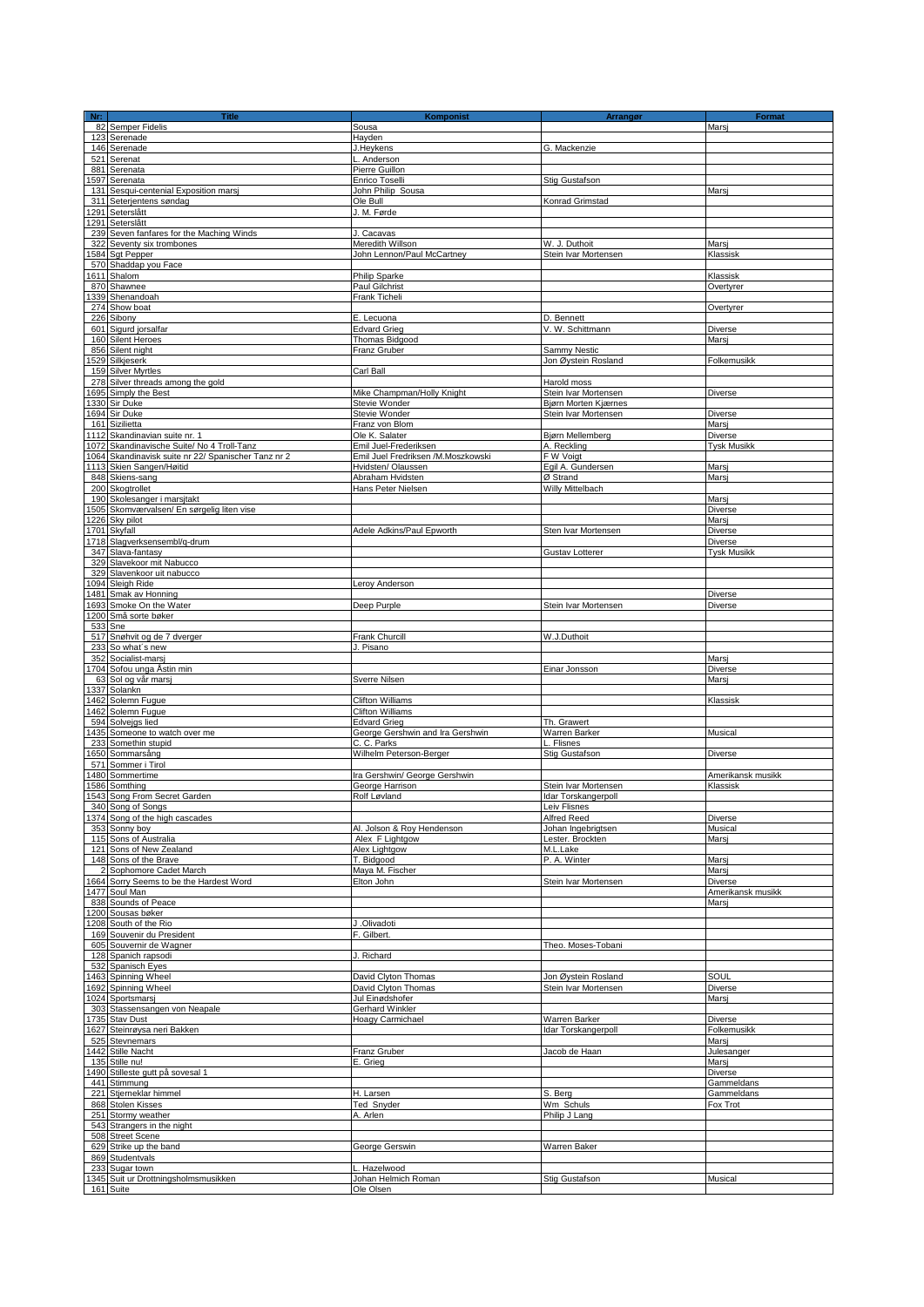| Nr: | Title | Komponist | Arrangør | Format |
|---|---|---|---|---|
| 82 | Semper Fidelis | Sousa | | Marsj |
| 123 | Serenade | Hayden | | |
| 146 | Serenade | J.Heykens | G. Mackenzie | |
| 521 | Serenat | L. Anderson | | |
| 881 | Serenata | Pierre Guillon | | |
| 1597 | Serenata | Enrico Toselli | Stig Gustafson | |
| 131 | Sesqui-centenial Exposition marsj | John Philip Sousa | | Marsj |
| 311 | Seterjentens søndag | Ole Bull | Konrad Grimstad | |
| 1291 | Seterslått | J. M. Førde | | |
| 1291 | Seterslått | | | |
| 239 | Seven fanfares for the Maching Winds | J. Cacavas | | |
| 322 | Seventy six trombones | Meredith Willson | W. J. Duthoit | Marsj |
| 1584 | Sgt Pepper | John Lennon/Paul McCartney | Stein Ivar Mortensen | Klassisk |
| 570 | Shaddap you Face | | | |
| 1611 | Shalom | Philip Sparke | | Klassisk |
| 870 | Shawnee | Paul Gilchrist | | Overtyrer |
| 1339 | Shenandoah | Frank Ticheli | | |
| 274 | Show boat | | | Overtyrer |
| 226 | Sibony | E. Lecuona | D. Bennett | |
| 601 | Sigurd jorsalfar | Edvard Grieg | V. W. Schittmann | Diverse |
| 160 | Silent Heroes | Thomas Bidgood | | Marsj |
| 856 | Silent night | Franz Gruber | Sammy Nestic | |
| 1529 | Silkjeserk | | Jon Øystein Rosland | Folkemusikk |
| 159 | Silver Myrtles | Carl Ball | | |
| 278 | Silver threads among the gold | | Harold moss | |
| 1695 | Simply the Best | Mike Champman/Holly Knight | Stein Ivar Mortensen | Diverse |
| 1330 | Sir Duke | Stevie Wonder | Bjørn Morten Kjærnes | |
| 1694 | Sir Duke | Stevie Wonder | Stein Ivar Mortensen | Diverse |
| 161 | Siziletta | Franz von Blom | | Marsj |
| 1112 | Skandinavian suite nr. 1 | Ole K. Salater | Bjørn Mellemberg | Diverse |
| 1072 | Skandinavische Suite/ No 4 Troll-Tanz | Emil Juel-Frederiksen | A. Reckling | Tysk Musikk |
| 1064 | Skandinavisk suite nr 22/ Spanischer Tanz nr 2 | Emil Juel Fredriksen /M.Moszkowski | F W Voigt | |
| 1113 | Skien Sangen/Høitid | Hvidsten/ Olaussen | Egil A. Gundersen | Marsj |
| 848 | Skiens-sang | Abraham Hvidsten | Ø Strand | Marsj |
| 200 | Skogtrollet | Hans Peter Nielsen | Willy Mittelbach | |
| 190 | Skolesanger i marsjtakt | | | Marsj |
| 1505 | Skomværvalsen/ En sørgelig liten vise | | | Diverse |
| 1226 | Sky pilot | | | Marsj |
| 1701 | Skyfall | Adele Adkins/Paul Epworth | Sten Ivar Mortensen | Diverse |
| 1718 | Slagverksensembl/q-drum | | | Diverse |
| 347 | Slava-fantasy | | Gustav Lotterer | Tysk Musikk |
| 329 | Slavekoor mit Nabucco | | | |
| 329 | Slavenkoor uit nabucco | | | |
| 1094 | Sleigh Ride | Leroy Anderson | | |
| 1481 | Smak av Honning | | | Diverse |
| 1693 | Smoke On the Water | Deep Purple | Stein Ivar Mortensen | Diverse |
| 1200 | Små sorte bøker | | | |
| 533 | Sne | | | |
| 517 | Snøhvit og de 7 dverger | Frank Churcill | W.J.Duthoit | |
| 233 | So what´s new | J. Pisano | | |
| 352 | Socialist-marsj | | | Marsj |
| 1704 | Sofou unga Åstin min | | Einar Jonsson | Diverse |
| 63 | Sol og vår marsj | Sverre Nilsen | | Marsj |
| 1337 | Solankn | | | |
| 1462 | Solemn Fugue | Clifton Williams | | Klassisk |
| 1462 | Solemn Fugue | Clifton Williams | | |
| 594 | Solvejgs lied | Edvard Grieg | Th. Grawert | |
| 1435 | Someone to watch over me | George Gershwin and Ira Gershwin | Warren Barker | Musical |
| 233 | Somethin stupid | C. C. Parks | L. Flisnes | |
| 1650 | Sommarsång | Wilhelm Peterson-Berger | Stig Gustafson | Diverse |
| 571 | Sommer i Tirol | | | |
| 1480 | Sommertime | Ira Gershwin/ George Gershwin | | Amerikansk musikk |
| 1586 | Somthing | George Harrison | Stein Ivar Mortensen | Klassisk |
| 1543 | Song From Secret Garden | Rolf Løvland | Idar Torskangerpoll | |
| 340 | Song of Songs | | Leiv Flisnes | |
| 1374 | Song of the high cascades | | Alfred Reed | Diverse |
| 353 | Sonny boy | Al. Jolson & Roy Hendenson | Johan Ingebrigtsen | Musical |
| 115 | Sons of Australia | Alex F Lightgow | Lester. Brockten | Marsj |
| 121 | Sons of New Zealand | Alex Lightgow | M.L.Lake | |
| 148 | Sons of the Brave | T. Bidgood | P. A. Winter | Marsj |
| 2 | Sophomore Cadet March | Maya M. Fischer | | Marsj |
| 1664 | Sorry Seems to be the Hardest Word | Elton John | Stein Ivar Mortensen | Diverse |
| 1477 | Soul Man | | | Amerikansk musikk |
| 838 | Sounds of Peace | | | Marsj |
| 1200 | Sousas bøker | | | |
| 1208 | South of the Rio | J .Olivadoti | | |
| 169 | Souvenir du President | F. Gilbert. | | |
| 605 | Souvernir de Wagner | | Theo. Moses-Tobani | |
| 128 | Spanich rapsodi | J. Richard | | |
| 532 | Spanisch Eyes | | | |
| 1463 | Spinning Wheel | David Clyton Thomas | Jon Øystein Rosland | SOUL |
| 1692 | Spinning Wheel | David Clyton Thomas | Stein Ivar Mortensen | Diverse |
| 1024 | Sportsmarsj | Jul Einødshofer | | Marsj |
| 303 | Stassensangen von Neapale | Gerhard Winkler | | |
| 1735 | Stav Dust | Hoagy Carmichael | Warren Barker | Diverse |
| 1627 | Steinrøysa neri Bakken | | Idar Torskangerpoll | Folkemusikk |
| 525 | Stevnemars | | | Marsj |
| 1442 | Stille Nacht | Franz Gruber | Jacob de Haan | Julesanger |
| 135 | Stille nu! | E. Grieg | | Marsj |
| 1490 | Stilleste gutt på sovesal 1 | | | Diverse |
| 441 | Stimmung | | | Gammeldans |
| 221 | Stjerneklar himmel | H. Larsen | S. Berg | Gammeldans |
| 868 | Stolen Kisses | Ted Snyder | Wm Schuls | Fox Trot |
| 251 | Stormy weather | A. Arlen | Philip J Lang | |
| 543 | Strangers in the night | | | |
| 508 | Street Scene | | | |
| 629 | Strike up the band | George Gerswin | Warren Baker | |
| 869 | Studentvals | | | |
| 233 | Sugar town | L. Hazelwood | | |
| 1345 | Suit ur Drottningsholmsmusikken | Johan Helmich Roman | Stig Gustafson | Musical |
| 161 | Suite | Ole Olsen | | |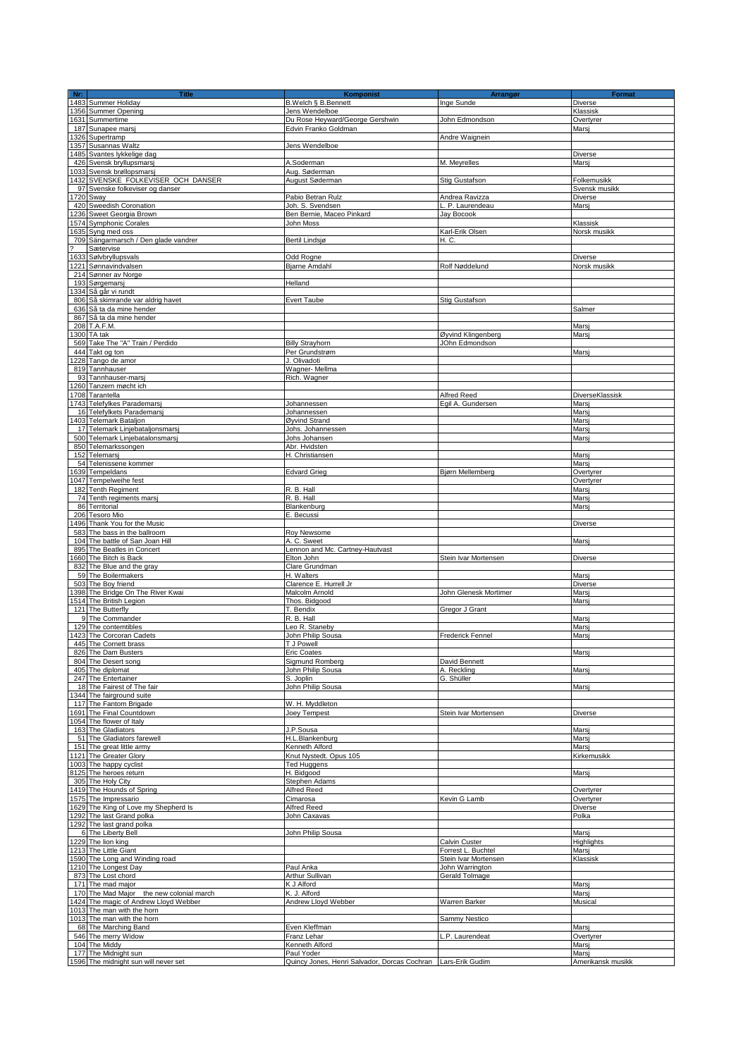| Nr: | Title | Komponist | Arrangør | Format |
|---|---|---|---|---|
| 1483 | Summer Holiday | B.Welch § B.Bennett | Inge Sunde | Diverse |
| 1356 | Summer Opening | Jens Wendelboe | | Klassisk |
| 1631 | Summertime | Du Rose Heyward/George Gershwin | John Edmondson | Overtyrer |
| 187 | Sunapee marsj | Edvin Franko Goldman | | Marsj |
| 1326 | Supertramp | | Andre Waignein | |
| 1357 | Susannas Waltz | Jens Wendelboe | | |
| 1485 | Svantes lykkelige dag | | | Diverse |
| 426 | Svensk bryllupsmarsj | A.Soderman | M. Meyrelles | Marsj |
| 1033 | Svensk brøllopsmarsj | Aug. Søderman | | |
| 1432 | SVENSKE FOLKEVISER OCH DANSER | August Søderman | Stig Gustafson | Folkemusikk |
| 97 | Svenske folkeviser og danser | | | Svensk musikk |
| 1720 | Sway | Pabio Betran Rulz | Andrea Ravizza | Diverse |
| 420 | Sweedish Coronation | Joh. S. Svendsen | L. P. Laurendeau | Marsj |
| 1236 | Sweet Georgia Brown | Ben Bernie, Maceo Pinkard | Jay Bocook | |
| 1574 | Symphonic Corales | John Moss | | Klassisk |
| 1635 | Syng med oss | | Karl-Erik Olsen | Norsk musikk |
| 709 | Sångarmarsch / Den glade vandrer | Bertil Lindsjø | H. C. | |
| ? | Sætervise | | | |
| 1633 | Sølvbryllupsvals | Odd Rogne | | Diverse |
| 1221 | Sønnavindvalsen | Bjarne Amdahl | Rolf Nøddelund | Norsk musikk |
| 214 | Sønner av Norge | | | |
| 193 | Sørgemarsj | Helland | | |
| 1334 | Så går vi rundt | | | |
| 806 | Så skimrande var aldrig havet | Evert Taube | Stig Gustafson | |
| 636 | Så ta da mine hender | | | Salmer |
| 867 | Så ta da mine hender | | | |
| 208 | T.A.F.M. | | | Marsj |
| 1300 | TA tak | | Øyvind Klingenberg | Marsj |
| 569 | Take The "A" Train / Perdido | Billy Strayhorn | JOhn Edmondson | |
| 444 | Takt og ton | Per Grundstrøm | | Marsj |
| 1228 | Tango de amor | J. Olivadoti | | |
| 819 | Tannhauser | Wagner- Mellma | | |
| 93 | Tannhauser-marsj | Rich. Wagner | | |
| 1260 | Tanzern møcht ich | | | |
| 1708 | Tarantella | | Alfred Reed | DiverseKlassisk |
| 1743 | Telefylkes Parademarsj | Johannessen | Egil A. Gundersen | Marsj |
| 16 | Telefylkets Parademarsj | Johannessen | | Marsj |
| 1403 | Telemark Bataljon | Øyvind Strand | | Marsj |
| 17 | Telemark Linjebataljonsmarsj | Johs. Johannessen | | Marsj |
| 500 | Telemark Linjebatalonsmarsj | Johs Johansen | | Marsj |
| 850 | Telemarkssongen | Abr. Hvidsten | | |
| 152 | Telemarsj | H. Christiansen | | Marsj |
| 54 | Telenissene kommer | | | Marsj |
| 1639 | Tempeldans | Edvard Grieg | Bjørn Mellemberg | Overtyrer |
| 1047 | Tempelweihe fest | | | Overtyrer |
| 182 | Tenth Regiment | R. B. Hall | | Marsj |
| 74 | Tenth regiments marsj | R. B. Hall | | Marsj |
| 86 | Territorial | Blankenburg | | Marsj |
| 206 | Tesoro Mio | E. Becussi | | |
| 1496 | Thank You for the Music | | | Diverse |
| 583 | The bass in the ballroom | Roy Newsome | | |
| 104 | The battle of San Joan Hill | A. C. Sweet | | Marsj |
| 895 | The Beatles in Concert | Lennon and Mc. Cartney-Hautvast | | |
| 1660 | The Bitch is Back | Elton John | Stein Ivar Mortensen | Diverse |
| 832 | The Blue and the gray | Clare Grundman | | |
| 59 | The Boilermakers | H. Walters | | Marsj |
| 503 | The Boy friend | Clarence E. Hurrell Jr | | Diverse |
| 1398 | The Bridge On The River Kwai | Malcolm Arnold | John Glenesk Mortimer | Marsj |
| 1514 | The British Legion | Thos. Bidgood | | Marsj |
| 121 | The Butterfly | T. Bendix | Gregor J Grant | |
| 9 | The Commander | R. B. Hall | | Marsj |
| 129 | The contemtibles | Leo R. Staneby | | Marsj |
| 1423 | The Corcoran Cadets | John Philip Sousa | Frederick Fennel | Marsj |
| 445 | The Cornett brass | T J Powell | | |
| 826 | The Dam Busters | Eric Coates | | Marsj |
| 804 | The Desert song | Sigmund Romberg | David Bennett | |
| 405 | The diplomat | John Philip Sousa | A. Reckling | Marsj |
| 247 | The Entertainer | S. Joplin | G. Shüller | |
| 18 | The Fairest of The fair | John Philip Sousa | | Marsj |
| 1344 | The fairground suite | | | |
| 117 | The Fantom Brigade | W. H. Myddleton | | |
| 1691 | The Final Countdown | Joey Tempest | Stein Ivar Mortensen | Diverse |
| 1054 | The flower of Italy | | | |
| 163 | The Gladiators | J.P.Sousa | | Marsj |
| 51 | The Gladiators farewell | H.L.Blankenburg | | Marsj |
| 151 | The great little army | Kenneth Alford | | Marsj |
| 1121 | The Greater Glory | Knut Nystedt. Opus 105 | | Kirkemusikk |
| 1003 | The happy cyclist | Ted Huggens | | |
| 8125 | The heroes return | H. Bidgood | | Marsj |
| 305 | The Holy City | Stephen Adams | | |
| 1419 | The Hounds of Spring | Alfred Reed | | Overtyrer |
| 1575 | The Impressario | Cimarosa | Kevin G Lamb | Overtyrer |
| 1629 | The King of Love my Shepherd Is | Alfred Reed | | Diverse |
| 1292 | The last Grand polka | John Caxavas | | Polka |
| 1292 | The last grand polka | | | |
| 6 | The Liberty Bell | John Philip Sousa | | Marsj |
| 1229 | The lion king | | Calvin Custer | Highlights |
| 1213 | The Little Giant | | Forrest L. Buchtel | Marsj |
| 1590 | The Long and Winding road | | Stein Ivar Mortensen | Klassisk |
| 1210 | The Longest Day | Paul Anka | John Warrington | |
| 873 | The Lost chord | Arthur Sullivan | Gerald Tolmage | |
| 171 | The mad major | K J Alford | | Marsj |
| 170 | The Mad Major the new colonial march | K. J. Alford | | Marsj |
| 1424 | The magic of Andrew Lloyd Webber | Andrew Lloyd Webber | Warren Barker | Musical |
| 1013 | The man with the horn | | | |
| 1013 | The man with the horn | | Sammy Nestico | |
| 68 | The Marching Band | Even Kleffman | | Marsj |
| 546 | The merry Widow | Franz Lehar | L.P. Laurendeat | Overtyrer |
| 104 | The Middy | Kenneth Alford | | Marsj |
| 177 | The Midnight sun | Paul Yoder | | Marsj |
| 1596 | The midnight sun will never set | Quincy Jones, Henri Salvador, Dorcas Cochran | Lars-Erik Gudim | Amerikansk musikk |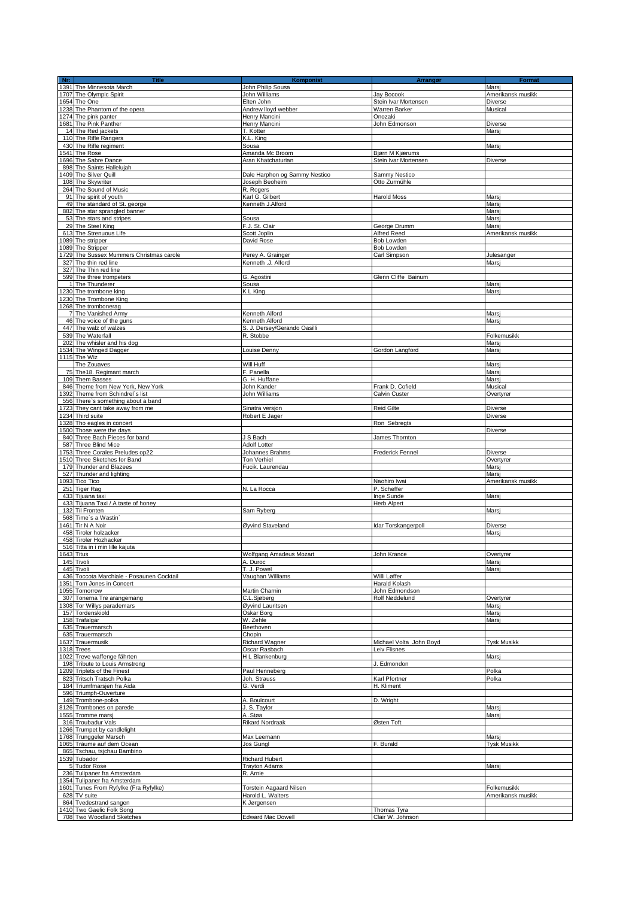| Nr: | Title | Komponist | Arrangør | Format |
| --- | --- | --- | --- | --- |
| 1391 | The Minnesota March | John Philip Sousa | | Marsj |
| 1707 | The Olympic Spirit | John Williams | Jay Bocook | Amerikansk musikk |
| 1654 | The One | Elten John | Stein Ivar Mortensen | Diverse |
| 1238 | The Phantom of the opera | Andrew lloyd webber | Warren Barker | Musical |
| 1274 | The pink panter | Henry Mancini | Onozaki | |
| 1681 | The Pink Panther | Henry Mancini | John Edmonson | Diverse |
| 14 | The Red jackets | T. Kotter | | Marsj |
| 110 | The Rifle Rangers | K.L. King | | |
| 430 | The Rifle regiment | Sousa | | Marsj |
| 1541 | The Rose | Amanda Mc Broom | Bjørn M Kjærums | |
| 1696 | The Sabre Dance | Aran Khatchaturian | Stein Ivar Mortensen | Diverse |
| 898 | The Saints Hallelujah | | | |
| 1409 | The Silver Quill | Dale Harphon og Sammy Nestico | Sammy Nestico | |
| 108 | The Skywriter | Joseph Beoheim | Otto Zurmühle | |
| 264 | The Sound of Music | R. Rogers | | |
| 91 | The spirit of youth | Karl G. Gilbert | Harold Moss | Marsj |
| 49 | The standard of St. george | Kenneth J.Alford | | Marsj |
| 882 | The star sprangled banner | | | Marsj |
| 53 | The stars and stripes | Sousa | | Marsj |
| 29 | The Steel King | F.J. St. Clair | George Drumm | Marsj |
| 613 | The Strenuous Life | Scott Joplin | Alfred Reed | Amerikansk musikk |
| 1089 | The stripper | David Rose | Bob Lowden | |
| 1089 | The Stripper | | Bob Lowden | |
| 1729 | The Sussex Mummers Christmas carole | Perey A. Grainger | Carl Simpson | Julesanger |
| 327 | The thin red line | Kenneth .J. Alford | | Marsj |
| 327 | The Thin red line | | | |
| 599 | The three trompeters | G. Agostini | Glenn Cliffe Bainum | |
| 1 | The Thunderer | Sousa | | Marsj |
| 1230 | The trombone king | K L King | | Marsj |
| 1230 | The Trombone King | | | |
| 1268 | The tromboneragg | | | |
| 7 | The Vanished Army | Kenneth Alford | | Marsj |
| 46 | The voice of the guns | Kenneth Alford | | Marsj |
| 447 | The walz of walzes | S. J. Dersey/Gerando Oasilli | | |
| 539 | The Waterfall | R. Stobbe | | Folkemusikk |
| 202 | The whistler and his dog | | | Marsj |
| 1534 | The Winged Dagger | Louise Denny | Gordon Langford | Marsj |
| 1115 | The Wiz | | | |
| | The Zouaves | Will Huff | | Marsj |
| 75 | The18. Regimant march | F. Panella | | Marsj |
| 109 | Them Basses | G. H. Huffane | | Marsj |
| 846 | Theme from New York, New York | John Kander | Frank D. Cofield | Musical |
| 1392 | Theme from Schindrel`s list | John Williams | Calvin Custer | Overtyrer |
| 556 | There`s something about a band | | | |
| 1723 | They cant take away from me | Sinatra versjon | Reid Gilte | Diverse |
| 1234 | Third suite | Robert E Jager | | Diverse |
| 1328 | Tho eagles in concert | | Ron Sebregts | |
| 1500 | Those were the days | | | Diverse |
| 840 | Three Bach Pieces for band | J S Bach | James Thornton | |
| 587 | Three Blind Mice | Adolf Lotter | | |
| 1753 | Three Corales Preludes op22 | Johannes Brahms | Frederick Fennel | Diverse |
| 1510 | Three Sketches for Band | Ton Verhiel | | Overtyrer |
| 179 | Thunder and Blazees | Fucik. Laurendau | | Marsj |
| 527 | Thunder and lighting | | | Marsj |
| 1093 | Tico Tico | | Naohiro Iwai | Amerikansk musikk |
| 251 | Tiger Rag | N. La Rocca | P. Scheffer | |
| 433 | Tijuana taxi | | Inge Sunde | Marsj |
| 433 | Tijuana Taxi / A taste of honey | | Herb Alpert | |
| 132 | Til Fronten | Sam Ryberg | | Marsj |
| 568 | Time`s a Wastin` | | | |
| 1461 | Tir N A Noir | Øyvind Staveland | Idar Torskangerpoll | Diverse |
| 458 | Tiroler holzacker | | | Marsj |
| 458 | Tiroler Hozhacker | | | |
| 516 | Titta in i min lille kajuta | | | |
| 1643 | Titus | Wolfgang Amadeus Mozart | John Krance | Overtyrer |
| 145 | Tivoli | A. Duroc | | Marsj |
| 445 | Tivoli | T. J. Powel | | Marsj |
| 436 | Toccota Marchiale - Posaunen Cocktail | Vaughan Williams | Willi Løffer | |
| 1351 | Tom Jones in Concert | | Harald Kolash | |
| 1055 | Tomorrow | Martin Charnin | John Edmondson | |
| 307 | Tonerna Tre arangemang | C.L.Sjøberg | Rolf Nøddelund | Overtyrer |
| 1308 | Tor Willys parademars | Øyvind Lauritsen | | Marsj |
| 157 | Tordenskiold | Oskar Borg | | Marsj |
| 158 | Trafalgar | W. Zehle | | Marsj |
| 635 | Trauermarsch | Beethoven | | |
| 635 | Trauermarsch | Chopin | | |
| 1637 | Trauermusik | Richard Wagner | Michael Volta John Boyd | Tysk Musikk |
| 1318 | Trees | Oscar Rasbach | Leiv Flisnes | |
| 1022 | Treve waffenge fährten | H L Blankenburg | | Marsj |
| 198 | Tribute to Louis Armstrong | | J. Edmondon | |
| 1209 | Triplets of the Finest | Paul Henneberg | | Polka |
| 823 | Tritsch Tratsch Polka | Joh. Strauss | Karl Pfortner | Polka |
| 184 | Triumfmarsjen fra Aida | G. Verdi | H. Kliment | |
| 596 | Triumph-Ouverture | | | |
| 149 | Trombone-polka | A. Boulcourt | D. Wright | |
| 8126 | Trombones on parede | J. S. Taylor | | Marsj |
| 1555 | Tromme marsj | A .Støa | | Marsj |
| 316 | Troubadur Vals | Rikard Nordraak | Østen Toft | |
| 1266 | Trumpet by candlelight | | | |
| 1768 | Trunggeler Marsch | Max Leemann | | Marsj |
| 1065 | Träume auf dem Ocean | Jos Gungl | F. Burald | Tysk Musikk |
| 865 | Tschau, tsjchau Bambino | | | |
| 1539 | Tubador | Richard Hubert | | |
| 5 | Tudor Rose | Trayton Adams | | Marsj |
| 236 | Tulipaner fra Amsterdam | R. Arnie | | |
| 1354 | Tulipaner fra Amsterdam | | | |
| 1601 | Tunes From Ryfylke (Fra Ryfylke) | Torstein Aagaard Nilsen | | Folkemusikk |
| 628 | TV suite | Harold L. Walters | | Amerikansk musikk |
| 864 | Tvedestrand sangen | K Jørgensen | | |
| 1410 | Two Gaelic Folk Song | | Thomas Tyra | |
| 708 | Two Woodland Sketches | Edward Mac Dowell | Clair W. Johnson | |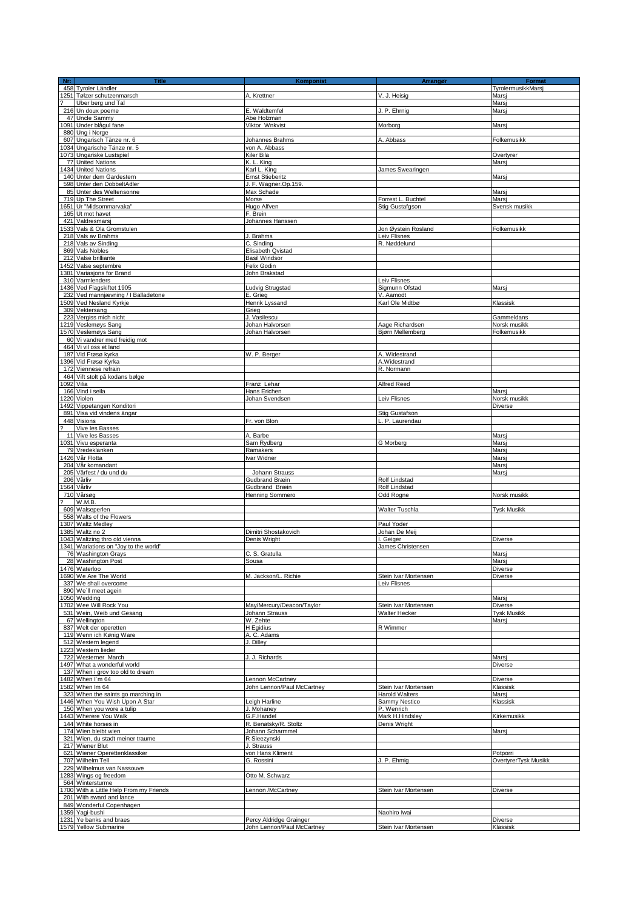| Nr: | Title | Komponist | Arrangør | Format |
|---|---|---|---|---|
| 458 | Tyroler Ländler | | | TyrolermusikkMarsj |
| 1251 | Tølzer schutzenmarsch | A. Krettner | V. J. Heisig | Marsj |
| ? | Uber berg und Tal | | | Marsj |
| 216 | Un doux poeme | E. Waldtemfel | J. P. Ehrnig | Marsj |
| 47 | Uncle Sammy | Abe Holzman | | |
| 1091 | Under blågul fane | Viktor Wnkvist | Morborg | Marsj |
| 880 | Ung i Norge | | | |
| 607 | Ungarisch Tänze nr. 6 | Johannes Brahms | A. Abbass | Folkemusikk |
| 1034 | Ungarische Tänze nr. 5 | von A. Abbass | | |
| 1073 | Ungariske Lustspiel | Kiler Bila | | Overtyrer |
| 77 | United Nations | K. L. King | | Marsj |
| 1434 | United Nations | Karl L. King | James Swearingen | |
| 140 | Unter dem Gardestern | Ernst Stieberitz | | Marsj |
| 598 | Unter den DobbeltAdler | J. F. Wagner.Op.159. | | |
| 85 | Unter des Weltensonne | Max Schade | | Marsj |
| 719 | Up The Street | Morse | Forrest L. Buchtel | Marsj |
| 1651 | Ur "Midsommarvaka" | Hugo Alfven | Stig Gustafgson | Svensk musikk |
| 165 | Ut mot havet | F. Brein | | |
| 421 | Valdresmarsj | Johannes Hanssen | | |
| 1533 | Vals & Ola Gromstulen | | Jon Øystein Rosland | Folkemusikk |
| 218 | Vals av Brahms | J. Brahms | Leiv Flisnes | |
| 218 | Vals av Sinding | C. Sinding | R. Nøddelund | |
| 869 | Vals Nobles | Elisabeth Qvistad | | |
| 212 | Valse brilliante | Basil Windsor | | |
| 1452 | Valse septembre | Felix Godin | | |
| 1381 | Variasjons for Brand | John Brakstad | | |
| 310 | Varmlenders | | Leiv Flisnes | |
| 1436 | Ved Flagskiftet 1905 | Ludvig Strugstad | Sigmunn Ofstad | Marsj |
| 232 | Ved mannjævning / I Balladetone | E. Grieg | V. Aamodt | |
| 1509 | Ved Nesland Kyrkje | Henrik Lyssand | Karl Ole Midtbø | Klassisk |
| 309 | Vektersang | Grieg | | |
| 223 | Vergiss mich nicht | J. Vasilescu | | Gammeldans |
| 1219 | Veslemøys Sang | Johan Halvorsen | Aage Richardsen | Norsk musikk |
| 1570 | Veslemøys Sang | Johan Halvorsen | Bjørn Mellemberg | Folkemusikk |
| 60 | Vi vandrer med freidig mot | | | |
| 464 | Vi vil oss et land | | | |
| 187 | Vid Frøsø kyrka | W. P. Berger | A. Widestrand | |
| 1396 | Vid Frøsø Kyrka | | A.Widestrand | |
| 172 | Viennese refrain | | R. Normann | |
| 464 | Vift stolt på kodans bølge | | | |
| 1092 | Vilia | Franz Lehar | Alfred Reed | |
| 166 | Vind i seila | Hans Erichen | | Marsj |
| 1220 | Violen | Johan Svendsen | Leiv Flisnes | Norsk musikk |
| 1492 | Vippetangen Konditori | | | Diverse |
| 891 | Visa vid vindens ängar | | Stig Gustafson | |
| 448 | Visions | Fr. von Blon | L. P. Laurendau | |
| ? | Vive les Basses | | | |
| 11 | Vive les Basses | A. Barbe | | Marsj |
| 1031 | Vivu esperanta | Sam Rydberg | G Morberg | Marsj |
| 79 | Vredeklanken | Ramakers | | Marsj |
| 1426 | Vår Flotta | Ivar Widner | | Marsj |
| 204 | Vår komandant | | | Marsj |
| 205 | Vårfest / du und du | Johann Strauss | | Marsj |
| 206 | Vårliv | Gudbrand Bræin | Rolf Lindstad | |
| 1564 | Vårliv | Gudbrand Bræin | Rolf Lindstad | |
| 710 | Vårsøg | Henning Sommero | Odd Rogne | Norsk musikk |
| ? | W.M.B. | | | |
| 609 | Walseperlen | | Walter Tuschla | Tysk Musikk |
| 558 | Walts of the Flowers | | | |
| 1307 | Waltz Medley | | Paul Yoder | |
| 1385 | Waltz no 2 | Dimitri Shostakovich | Johan De Meij | |
| 1043 | Waltzing thro old vienna | Denis Wright | I. Geiger | Diverse |
| 1341 | Wariations on "Joy to the world" | | James Christensen | |
| 76 | Washington Grays | C. S. Gratulla | | Marsj |
| 28 | Washington Post | Sousa | | Marsj |
| 1476 | Waterloo | | | Diverse |
| 1690 | We Are The World | M. Jackson/L. Richie | Stein Ivar Mortensen | Diverse |
| 337 | We shall overcome | | Leiv Flisnes | |
| 890 | We`ll meet agein | | | |
| 1050 | Wedding | | | Marsj |
| 1702 | Wee Will Rock You | May/Mercury/Deacon/Taylor | Stein Ivar Mortensen | Diverse |
| 531 | Wein, Weib und Gesang | Johann Strauss | Walter Hecker | Tysk Musikk |
| 67 | Wellington | W. Zehte | | Marsj |
| 837 | Welt der operetten | H Egidius | R Wimmer | |
| 119 | Wenn ich Kønig Ware | A. C. Adams | | |
| 512 | Western legend | J. Dilley | | |
| 1223 | Western lieder | | | |
| 722 | Westerner March | J. J. Richards | | Marsj |
| 1497 | What a wonderful world | | | Diverse |
| 137 | When i grov too old to dream | | | |
| 1482 | When I`m 64 | Lennon McCartney | | Diverse |
| 1582 | When Im 64 | John Lennon/Paul McCartney | Stein Ivar Mortensen | Klassisk |
| 323 | When the saints go marching in | | Harold Walters | Marsj |
| 1446 | When You Wish Upon A Star | Leigh Harline | Sammy Nestico | Klassisk |
| 150 | When you wore a tulip | J. Mohaney | P. Wenrich | |
| 1443 | Wherere You Walk | G.F.Handel | Mark H.Hindsley | Kirkemusikk |
| 144 | White horses in | R. Benatsky/R. Stoltz | Denis Wright | |
| 174 | Wien bleibt wien | Johann Scharmmel | | Marsj |
| 321 | Wien, du stadt meiner traume | R Sieezynski | | |
| 217 | Wiener Blut | J. Strauss | | |
| 621 | Wiener Operettenklassiker | von Hans Kliment | | Potporri |
| 707 | Wilhelm Tell | G. Rossini | J. P. Ehmig | OvertyrerTysk Musikk |
| 229 | Wilhelmus van Nassouve | | | |
| 1283 | Wings og freedom | Otto M. Schwarz | | |
| 564 | Wintersturme | | | |
| 1700 | With a Little Help From my Friends | Lennon /McCartney | Stein Ivar Mortensen | Diverse |
| 201 | With sward and lance | | | |
| 849 | Wonderful Copenhagen | | | |
| 1359 | Yagi-bushi | | Naohiro Iwai | |
| 1231 | Ye banks and braes | Percy Aldridge Grainger | | Diverse |
| 1579 | Yellow Submarine | John Lennon/Paul McCartney | Stein Ivar Mortensen | Klassisk |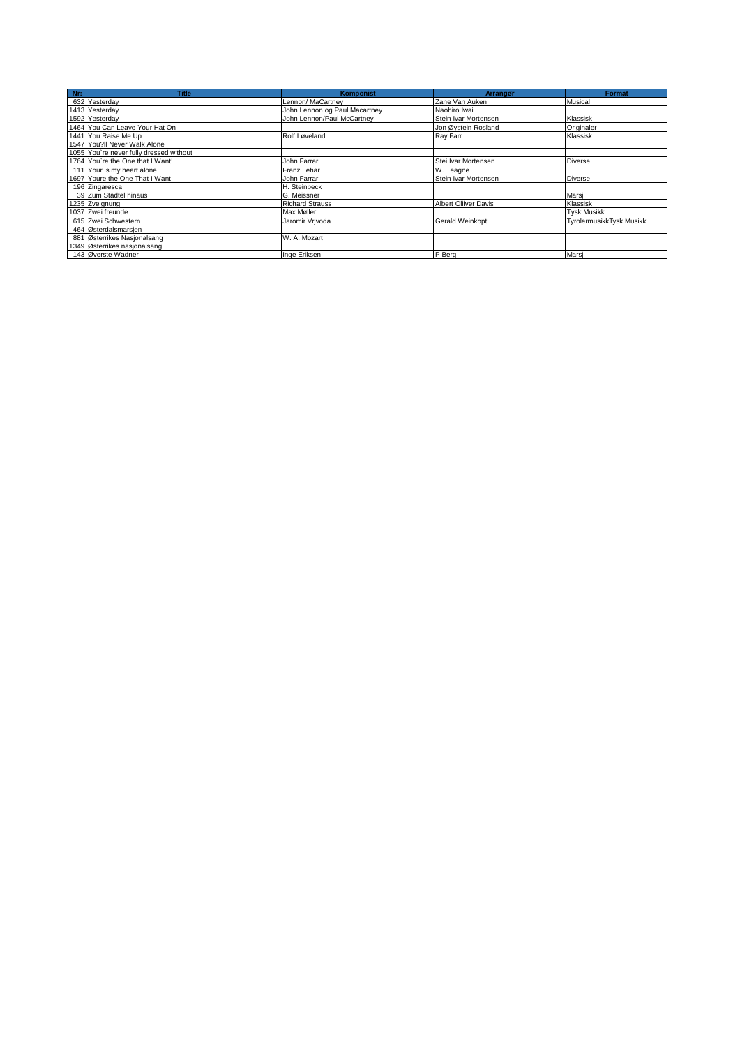| Nr: | Title | Komponist | Arrangør | Format |
|---|---|---|---|---|
| 632 | Yesterday | Lennon/ MaCartney | Zane Van Auken | Musical |
| 1413 | Yesterday | John Lennon og Paul Macartney | Naohiro Iwai | |
| 1592 | Yesterday | John Lennon/Paul McCartney | Stein Ivar Mortensen | Klassisk |
| 1464 | You Can Leave Your Hat On | | Jon Øystein Rosland | Originaler |
| 1441 | You Raise Me Up | Rolf Løveland | Ray Farr | Klassisk |
| 1547 | You?ll Never Walk Alone | | | |
| 1055 | You`re never fully dressed without | | | |
| 1764 | You`re the One that I Want! | John Farrar | Stei Ivar Mortensen | Diverse |
| 111 | Your is my heart alone | Franz Lehar | W. Teagne | |
| 1697 | Youre the One That I Want | John Farrar | Stein Ivar Mortensen | Diverse |
| 196 | Zingaresca | H. Steinbeck | | |
| 39 | Zum Städtel hinaus | G. Meissner | | Marsj |
| 1235 | Zveignung | Richard Strauss | Albert Oliiver Davis | Klassisk |
| 1037 | Zwei freunde | Max Møller | | Tysk Musikk |
| 615 | Zwei Schwestern | Jaromir Vrjvoda | Gerald Weinkopt | TyrolermusikkTysk Musikk |
| 464 | Østerdalsmarsjen | | | |
| 881 | Østerrikes Nasjonalsang | W. A. Mozart | | |
| 1349 | Østerrikes nasjonalsang | | | |
| 143 | Øverste Wadner | Inge Eriksen | P Berg | Marsj |